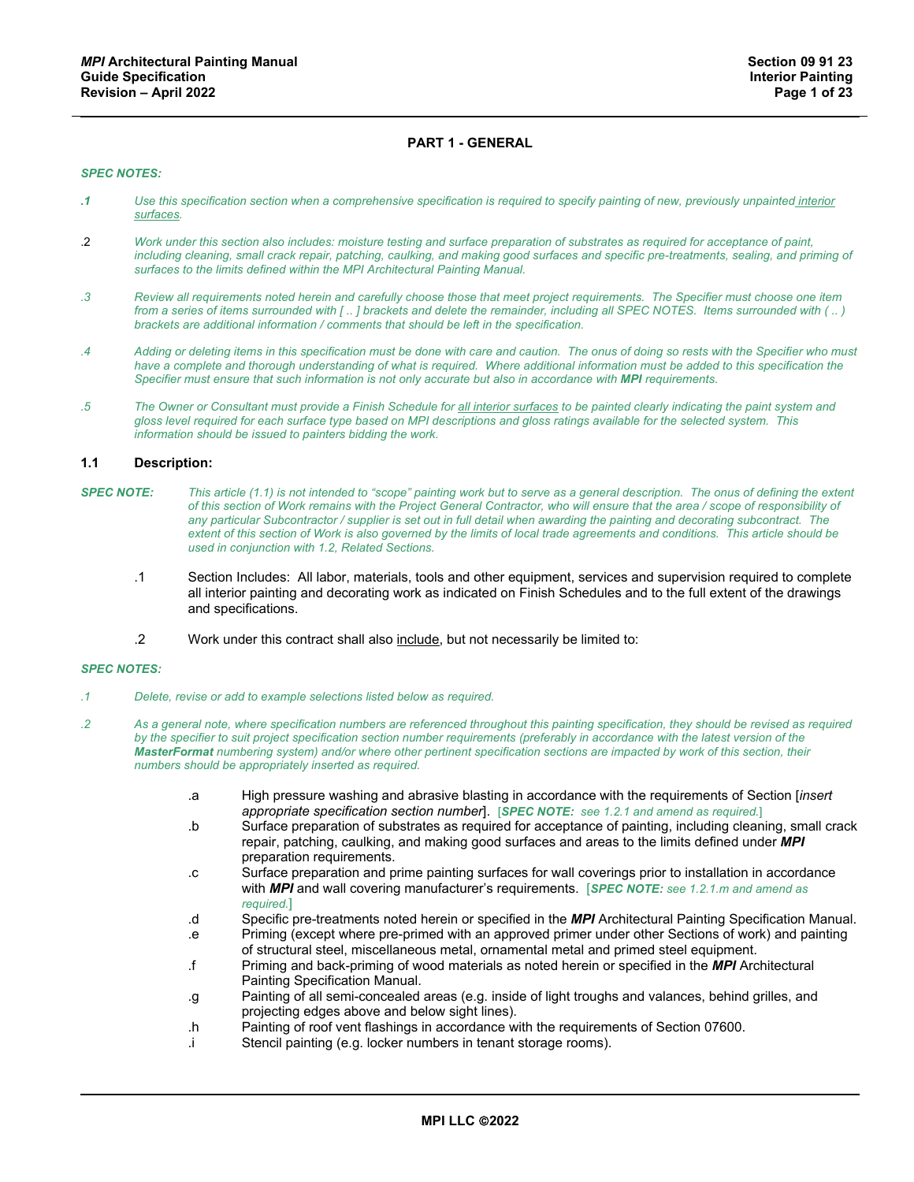## PART 1 - GENERAL

*SPEC NOTES:*

*.1 Use this specification section when a comprehensive specification is required to specify painting of new, previously unpainted interior surfaces.*

*.2 Work under this section also includes: moisture testing and surface preparation of substrates as required for acceptance of paint, including cleaning, small crack repair, patching, caulking, and making good surfaces and specific pre-treatments, sealing, and priming of surfaces to the limits defined within the MPI Architectural Painting Manual.*

*.3 Review all requirements noted herein and carefully choose those that meet project requirements. The Specifier must choose one item from a series of items surrounded with [ .. ] brackets and delete the remainder, including all SPEC NOTES. Items surrounded with ( .. ) brackets are additional information / comments that should be left in the specification.*

*.4 Adding or deleting items in this specification must be done with care and caution. The onus of doing so rests with the Specifier who must have a complete and thorough understanding of what is required. Where additional information must be added to this specification the Specifier must ensure that such information is not only accurate but also in accordance with **MPI** requirements.*

*.5 The Owner or Consultant must provide a Finish Schedule for all interior surfaces to be painted clearly indicating the paint system and gloss level required for each surface type based on MPI descriptions and gloss ratings available for the selected system. This information should be issued to painters bidding the work.*

### 1.1 Description:

***SPEC NOTE:*** *This article (1.1) is not intended to "scope" painting work but to serve as a general description. The onus of defining the extent of this section of Work remains with the Project General Contractor, who will ensure that the area / scope of responsibility of any particular Subcontractor / supplier is set out in full detail when awarding the painting and decorating subcontract. The extent of this section of Work is also governed by the limits of local trade agreements and conditions. This article should be used in conjunction with 1.2, Related Sections.*

.1 Section Includes: All labor, materials, tools and other equipment, services and supervision required to complete all interior painting and decorating work as indicated on Finish Schedules and to the full extent of the drawings and specifications.

.2 Work under this contract shall also include, but not necessarily be limited to:

*SPEC NOTES:*

*.1 Delete, revise or add to example selections listed below as required.*

*.2 As a general note, where specification numbers are referenced throughout this painting specification, they should be revised as required by the specifier to suit project specification section number requirements (preferably in accordance with the latest version of the **MasterFormat** numbering system) and/or where other pertinent specification sections are impacted by work of this section, their numbers should be appropriately inserted as required.*

- .a High pressure washing and abrasive blasting in accordance with the requirements of Section [*insert appropriate specification section number*]. [***SPEC NOTE:*** *see 1.2.1 and amend as required.*]
- .b Surface preparation of substrates as required for acceptance of painting, including cleaning, small crack repair, patching, caulking, and making good surfaces and areas to the limits defined under ***MPI*** preparation requirements.
- .c Surface preparation and prime painting surfaces for wall coverings prior to installation in accordance with ***MPI*** and wall covering manufacturer's requirements. [***SPEC NOTE:*** *see 1.2.1.m and amend as required.*]
- .d Specific pre-treatments noted herein or specified in the ***MPI*** Architectural Painting Specification Manual.
- .e Priming (except where pre-primed with an approved primer under other Sections of work) and painting of structural steel, miscellaneous metal, ornamental metal and primed steel equipment.
- .f Priming and back-priming of wood materials as noted herein or specified in the ***MPI*** Architectural Painting Specification Manual.
- .g Painting of all semi-concealed areas (e.g. inside of light troughs and valances, behind grilles, and projecting edges above and below sight lines).
- .h Painting of roof vent flashings in accordance with the requirements of Section 07600.
- .i Stencil painting (e.g. locker numbers in tenant storage rooms).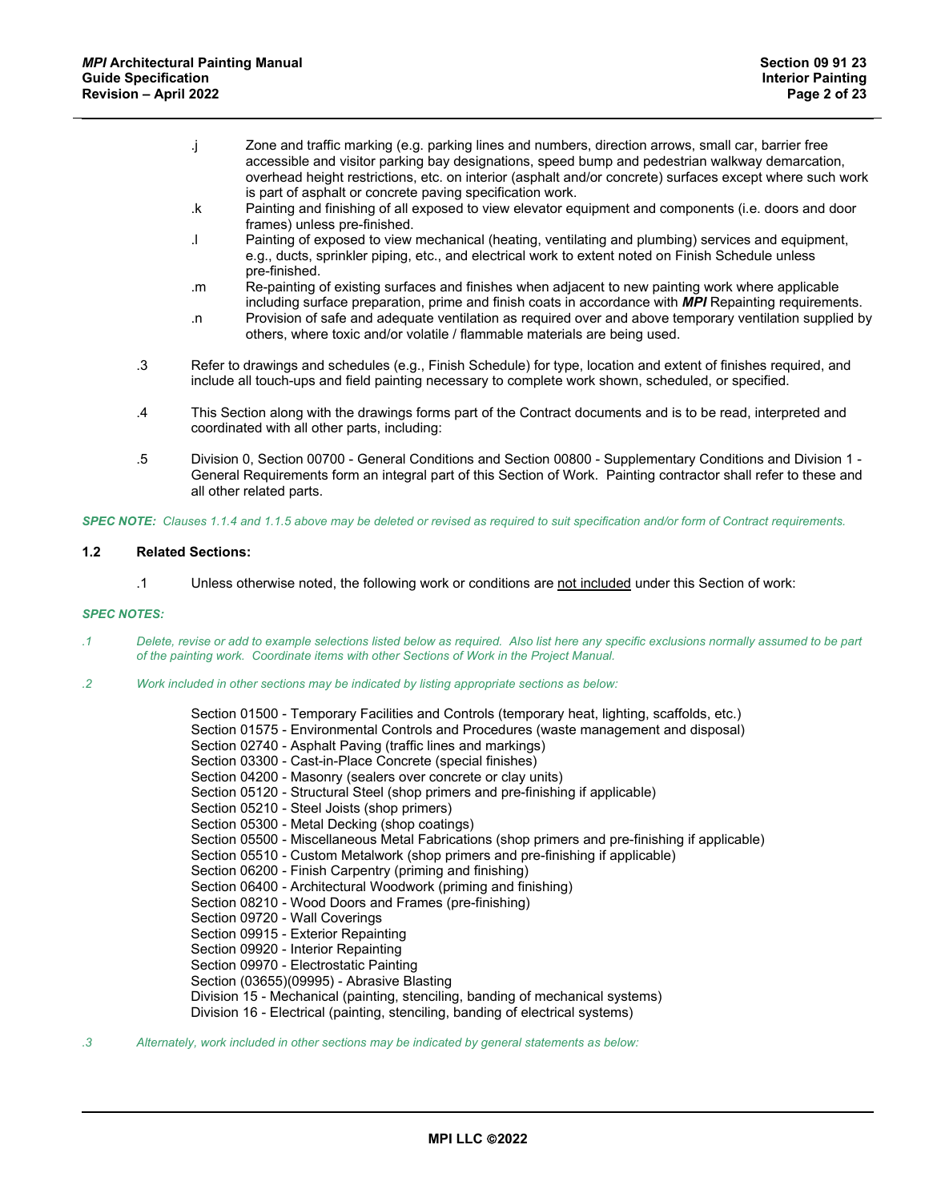.j Zone and traffic marking (e.g. parking lines and numbers, direction arrows, small car, barrier free accessible and visitor parking bay designations, speed bump and pedestrian walkway demarcation, overhead height restrictions, etc. on interior (asphalt and/or concrete) surfaces except where such work is part of asphalt or concrete paving specification work.

.k Painting and finishing of all exposed to view elevator equipment and components (i.e. doors and door frames) unless pre-finished.

.l Painting of exposed to view mechanical (heating, ventilating and plumbing) services and equipment, e.g., ducts, sprinkler piping, etc., and electrical work to extent noted on Finish Schedule unless pre-finished.

.m Re-painting of existing surfaces and finishes when adjacent to new painting work where applicable including surface preparation, prime and finish coats in accordance with ***MPI*** Repainting requirements.

.n Provision of safe and adequate ventilation as required over and above temporary ventilation supplied by others, where toxic and/or volatile / flammable materials are being used.

.3 Refer to drawings and schedules (e.g., Finish Schedule) for type, location and extent of finishes required, and include all touch-ups and field painting necessary to complete work shown, scheduled, or specified.

.4 This Section along with the drawings forms part of the Contract documents and is to be read, interpreted and coordinated with all other parts, including:

.5 Division 0, Section 00700 - General Conditions and Section 00800 - Supplementary Conditions and Division 1 - General Requirements form an integral part of this Section of Work. Painting contractor shall refer to these and all other related parts.

***SPEC NOTE:*** *Clauses 1.1.4 and 1.1.5 above may be deleted or revised as required to suit specification and/or form of Contract requirements.*

### 1.2 Related Sections:

.1 Unless otherwise noted, the following work or conditions are <u>not included</u> under this Section of work:

***SPEC NOTES:***

*.1 Delete, revise or add to example selections listed below as required. Also list here any specific exclusions normally assumed to be part of the painting work. Coordinate items with other Sections of Work in the Project Manual.*

*.2 Work included in other sections may be indicated by listing appropriate sections as below:*

Section 01500 - Temporary Facilities and Controls (temporary heat, lighting, scaffolds, etc.)
Section 01575 - Environmental Controls and Procedures (waste management and disposal)
Section 02740 - Asphalt Paving (traffic lines and markings)
Section 03300 - Cast-in-Place Concrete (special finishes)
Section 04200 - Masonry (sealers over concrete or clay units)
Section 05120 - Structural Steel (shop primers and pre-finishing if applicable)
Section 05210 - Steel Joists (shop primers)
Section 05300 - Metal Decking (shop coatings)
Section 05500 - Miscellaneous Metal Fabrications (shop primers and pre-finishing if applicable)
Section 05510 - Custom Metalwork (shop primers and pre-finishing if applicable)
Section 06200 - Finish Carpentry (priming and finishing)
Section 06400 - Architectural Woodwork (priming and finishing)
Section 08210 - Wood Doors and Frames (pre-finishing)
Section 09720 - Wall Coverings
Section 09915 - Exterior Repainting
Section 09920 - Interior Repainting
Section 09970 - Electrostatic Painting
Section (03655)(09995) - Abrasive Blasting
Division 15 - Mechanical (painting, stenciling, banding of mechanical systems)
Division 16 - Electrical (painting, stenciling, banding of electrical systems)

*.3 Alternately, work included in other sections may be indicated by general statements as below:*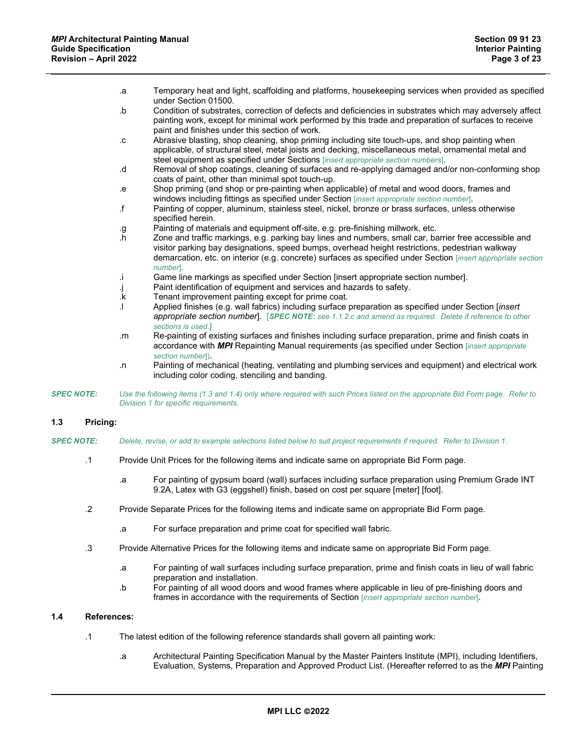.a Temporary heat and light, scaffolding and platforms, housekeeping services when provided as specified under Section 01500.

.b Condition of substrates, correction of defects and deficiencies in substrates which may adversely affect painting work, except for minimal work performed by this trade and preparation of surfaces to receive paint and finishes under this section of work.

.c Abrasive blasting, shop cleaning, shop priming including site touch-ups, and shop painting when applicable, of structural steel, metal joists and decking, miscellaneous metal, ornamental metal and steel equipment as specified under Sections [*insert appropriate section numbers*].

.d Removal of shop coatings, cleaning of surfaces and re-applying damaged and/or non-conforming shop coats of paint, other than minimal spot touch-up.

.e Shop priming (and shop or pre-painting when applicable) of metal and wood doors, frames and windows including fittings as specified under Section [*insert appropriate section number*].

.f Painting of copper, aluminum, stainless steel, nickel, bronze or brass surfaces, unless otherwise specified herein.

.g Painting of materials and equipment off-site, e.g. pre-finishing millwork, etc.

.h Zone and traffic markings, e.g. parking bay lines and numbers, small car, barrier free accessible and visitor parking bay designations, speed bumps, overhead height restrictions, pedestrian walkway demarcation, etc. on interior (e.g. concrete) surfaces as specified under Section [*insert appropriate section number*].

.i Game line markings as specified under Section [insert appropriate section number].

.j Paint identification of equipment and services and hazards to safety.

.k Tenant improvement painting except for prime coat.

.l Applied finishes (e.g. wall fabrics) including surface preparation as specified under Section [*insert appropriate section number*]. [***SPEC NOTE:*** *see 1.1.2.c and amend as required. Delete if reference to other sections is used.*]

.m Re-painting of existing surfaces and finishes including surface preparation, prime and finish coats in accordance with ***MPI*** Repainting Manual requirements (as specified under Section [*insert appropriate section number*]).

.n Painting of mechanical (heating, ventilating and plumbing services and equipment) and electrical work including color coding, stenciling and banding.

***SPEC NOTE:*** *Use the following items (1.3 and 1.4) only where required with such Prices listed on the appropriate Bid Form page. Refer to Division 1 for specific requirements.*

## 1.3 Pricing:

***SPEC NOTE:*** *Delete, revise, or add to example selections listed below to suit project requirements if required. Refer to Division 1.*

.1 Provide Unit Prices for the following items and indicate same on appropriate Bid Form page.

.a For painting of gypsum board (wall) surfaces including surface preparation using Premium Grade INT 9.2A, Latex with G3 (eggshell) finish, based on cost per square [meter] [foot].

.2 Provide Separate Prices for the following items and indicate same on appropriate Bid Form page.

.a For surface preparation and prime coat for specified wall fabric.

.3 Provide Alternative Prices for the following items and indicate same on appropriate Bid Form page.

.a For painting of wall surfaces including surface preparation, prime and finish coats in lieu of wall fabric preparation and installation.

.b For painting of all wood doors and wood frames where applicable in lieu of pre-finishing doors and frames in accordance with the requirements of Section [*insert appropriate section number*].

## 1.4 References:

.1 The latest edition of the following reference standards shall govern all painting work:

.a Architectural Painting Specification Manual by the Master Painters Institute (MPI), including Identifiers, Evaluation, Systems, Preparation and Approved Product List. (Hereafter referred to as the ***MPI*** Painting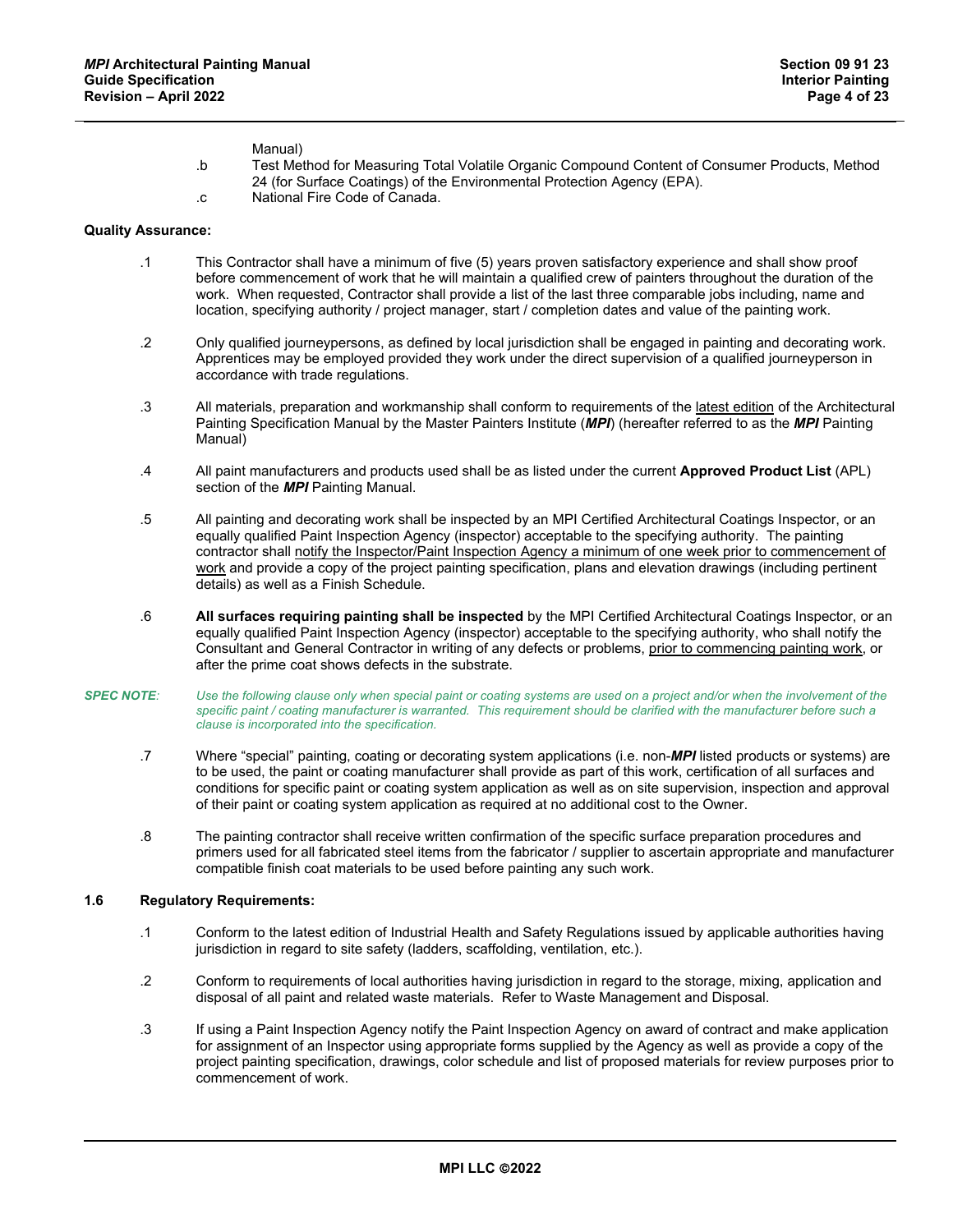Manual)

.b Test Method for Measuring Total Volatile Organic Compound Content of Consumer Products, Method 24 (for Surface Coatings) of the Environmental Protection Agency (EPA).

.c National Fire Code of Canada.

**Quality Assurance:**

.1 This Contractor shall have a minimum of five (5) years proven satisfactory experience and shall show proof before commencement of work that he will maintain a qualified crew of painters throughout the duration of the work. When requested, Contractor shall provide a list of the last three comparable jobs including, name and location, specifying authority / project manager, start / completion dates and value of the painting work.

.2 Only qualified journeypersons, as defined by local jurisdiction shall be engaged in painting and decorating work. Apprentices may be employed provided they work under the direct supervision of a qualified journeyperson in accordance with trade regulations.

.3 All materials, preparation and workmanship shall conform to requirements of the latest edition of the Architectural Painting Specification Manual by the Master Painters Institute (***MPI***) (hereafter referred to as the ***MPI*** Painting Manual)

.4 All paint manufacturers and products used shall be as listed under the current **Approved Product List** (APL) section of the ***MPI*** Painting Manual.

.5 All painting and decorating work shall be inspected by an MPI Certified Architectural Coatings Inspector, or an equally qualified Paint Inspection Agency (inspector) acceptable to the specifying authority. The painting contractor shall notify the Inspector/Paint Inspection Agency a minimum of one week prior to commencement of work and provide a copy of the project painting specification, plans and elevation drawings (including pertinent details) as well as a Finish Schedule.

.6 **All surfaces requiring painting shall be inspected** by the MPI Certified Architectural Coatings Inspector, or an equally qualified Paint Inspection Agency (inspector) acceptable to the specifying authority, who shall notify the Consultant and General Contractor in writing of any defects or problems, prior to commencing painting work, or after the prime coat shows defects in the substrate.

***SPEC NOTE:*** *Use the following clause only when special paint or coating systems are used on a project and/or when the involvement of the specific paint / coating manufacturer is warranted. This requirement should be clarified with the manufacturer before such a clause is incorporated into the specification.*

.7 Where "special" painting, coating or decorating system applications (i.e. non-***MPI*** listed products or systems) are to be used, the paint or coating manufacturer shall provide as part of this work, certification of all surfaces and conditions for specific paint or coating system application as well as on site supervision, inspection and approval of their paint or coating system application as required at no additional cost to the Owner.

.8 The painting contractor shall receive written confirmation of the specific surface preparation procedures and primers used for all fabricated steel items from the fabricator / supplier to ascertain appropriate and manufacturer compatible finish coat materials to be used before painting any such work.

**1.6 Regulatory Requirements:**

.1 Conform to the latest edition of Industrial Health and Safety Regulations issued by applicable authorities having jurisdiction in regard to site safety (ladders, scaffolding, ventilation, etc.).

.2 Conform to requirements of local authorities having jurisdiction in regard to the storage, mixing, application and disposal of all paint and related waste materials. Refer to Waste Management and Disposal.

.3 If using a Paint Inspection Agency notify the Paint Inspection Agency on award of contract and make application for assignment of an Inspector using appropriate forms supplied by the Agency as well as provide a copy of the project painting specification, drawings, color schedule and list of proposed materials for review purposes prior to commencement of work.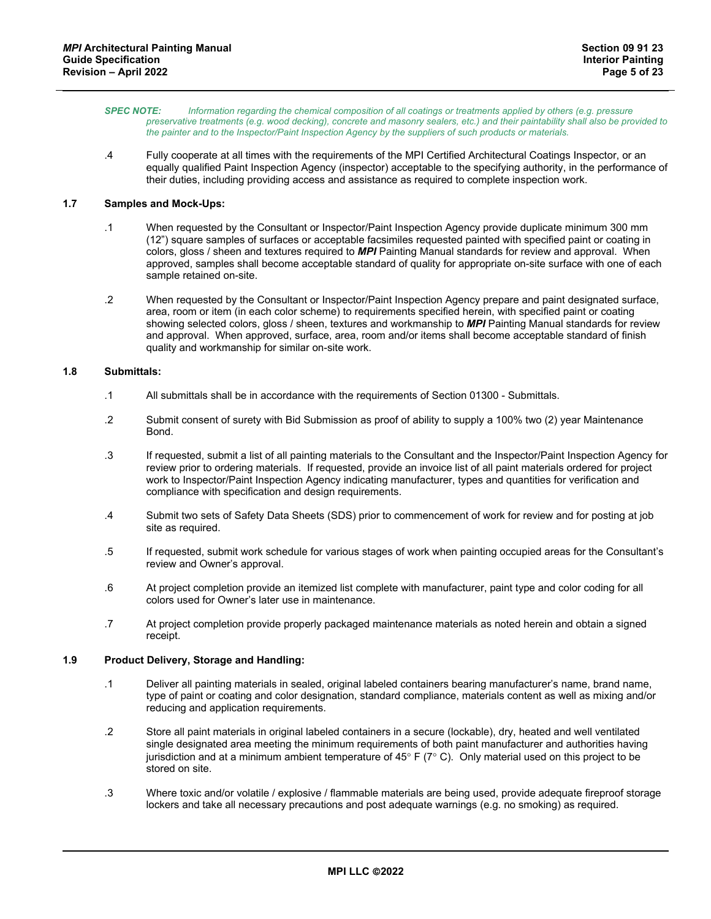*SPEC NOTE: Information regarding the chemical composition of all coatings or treatments applied by others (e.g. pressure preservative treatments (e.g. wood decking), concrete and masonry sealers, etc.) and their paintability shall also be provided to the painter and to the Inspector/Paint Inspection Agency by the suppliers of such products or materials.*

.4 Fully cooperate at all times with the requirements of the MPI Certified Architectural Coatings Inspector, or an equally qualified Paint Inspection Agency (inspector) acceptable to the specifying authority, in the performance of their duties, including providing access and assistance as required to complete inspection work.

### 1.7 Samples and Mock-Ups:

.1 When requested by the Consultant or Inspector/Paint Inspection Agency provide duplicate minimum 300 mm (12") square samples of surfaces or acceptable facsimiles requested painted with specified paint or coating in colors, gloss / sheen and textures required to ***MPI*** Painting Manual standards for review and approval. When approved, samples shall become acceptable standard of quality for appropriate on-site surface with one of each sample retained on-site.

.2 When requested by the Consultant or Inspector/Paint Inspection Agency prepare and paint designated surface, area, room or item (in each color scheme) to requirements specified herein, with specified paint or coating showing selected colors, gloss / sheen, textures and workmanship to ***MPI*** Painting Manual standards for review and approval. When approved, surface, area, room and/or items shall become acceptable standard of finish quality and workmanship for similar on-site work.

### 1.8 Submittals:

.1 All submittals shall be in accordance with the requirements of Section 01300 - Submittals.

.2 Submit consent of surety with Bid Submission as proof of ability to supply a 100% two (2) year Maintenance Bond.

.3 If requested, submit a list of all painting materials to the Consultant and the Inspector/Paint Inspection Agency for review prior to ordering materials. If requested, provide an invoice list of all paint materials ordered for project work to Inspector/Paint Inspection Agency indicating manufacturer, types and quantities for verification and compliance with specification and design requirements.

.4 Submit two sets of Safety Data Sheets (SDS) prior to commencement of work for review and for posting at job site as required.

.5 If requested, submit work schedule for various stages of work when painting occupied areas for the Consultant's review and Owner's approval.

.6 At project completion provide an itemized list complete with manufacturer, paint type and color coding for all colors used for Owner's later use in maintenance.

.7 At project completion provide properly packaged maintenance materials as noted herein and obtain a signed receipt.

### 1.9 Product Delivery, Storage and Handling:

.1 Deliver all painting materials in sealed, original labeled containers bearing manufacturer's name, brand name, type of paint or coating and color designation, standard compliance, materials content as well as mixing and/or reducing and application requirements.

.2 Store all paint materials in original labeled containers in a secure (lockable), dry, heated and well ventilated single designated area meeting the minimum requirements of both paint manufacturer and authorities having jurisdiction and at a minimum ambient temperature of 45° F (7° C). Only material used on this project to be stored on site.

.3 Where toxic and/or volatile / explosive / flammable materials are being used, provide adequate fireproof storage lockers and take all necessary precautions and post adequate warnings (e.g. no smoking) as required.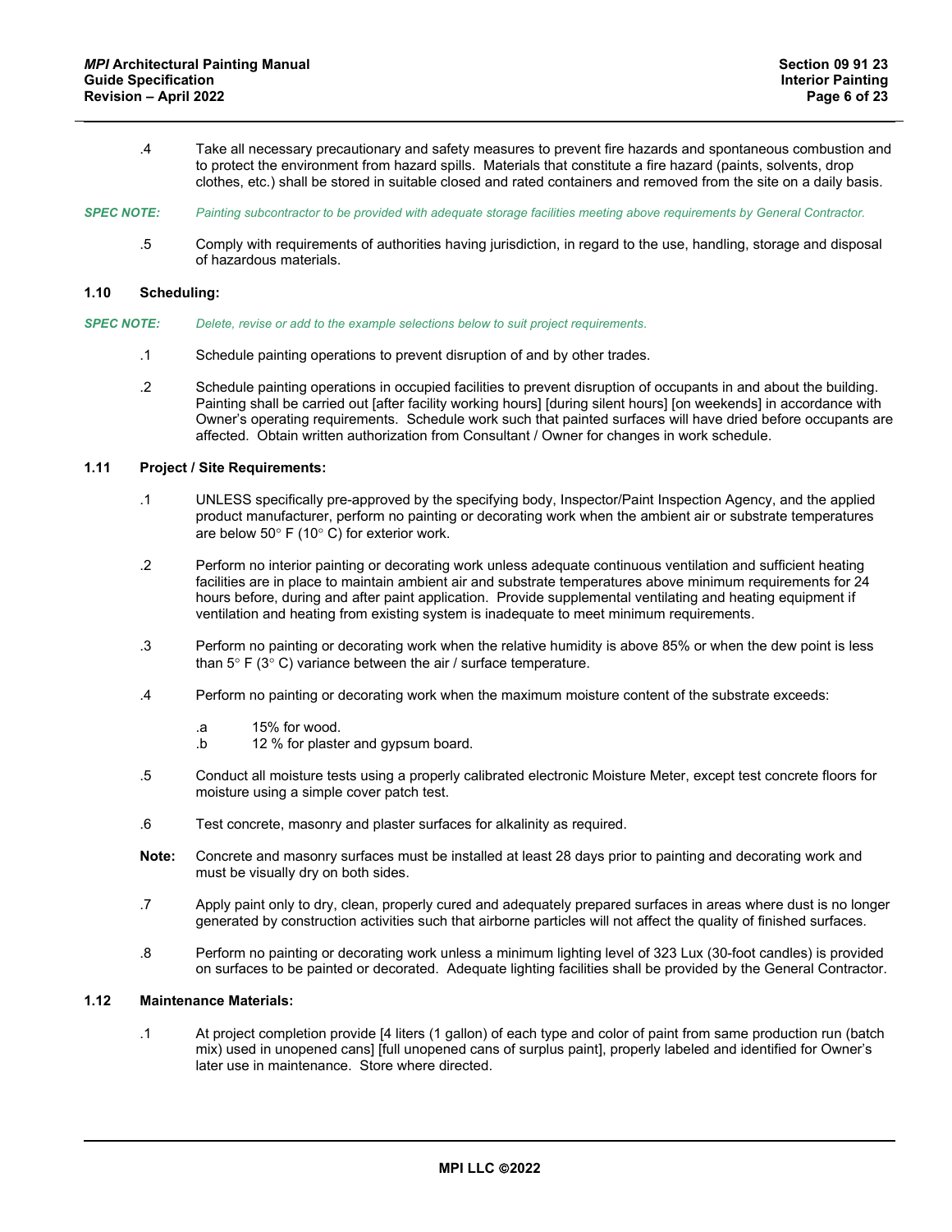.4 Take all necessary precautionary and safety measures to prevent fire hazards and spontaneous combustion and to protect the environment from hazard spills. Materials that constitute a fire hazard (paints, solvents, drop clothes, etc.) shall be stored in suitable closed and rated containers and removed from the site on a daily basis.

*SPEC NOTE: Painting subcontractor to be provided with adequate storage facilities meeting above requirements by General Contractor.*

.5 Comply with requirements of authorities having jurisdiction, in regard to the use, handling, storage and disposal of hazardous materials.

### 1.10 Scheduling:

*SPEC NOTE: Delete, revise or add to the example selections below to suit project requirements.*

.1 Schedule painting operations to prevent disruption of and by other trades.

.2 Schedule painting operations in occupied facilities to prevent disruption of occupants in and about the building. Painting shall be carried out [after facility working hours] [during silent hours] [on weekends] in accordance with Owner's operating requirements. Schedule work such that painted surfaces will have dried before occupants are affected. Obtain written authorization from Consultant / Owner for changes in work schedule.

### 1.11 Project / Site Requirements:

.1 UNLESS specifically pre-approved by the specifying body, Inspector/Paint Inspection Agency, and the applied product manufacturer, perform no painting or decorating work when the ambient air or substrate temperatures are below 50° F (10° C) for exterior work.

.2 Perform no interior painting or decorating work unless adequate continuous ventilation and sufficient heating facilities are in place to maintain ambient air and substrate temperatures above minimum requirements for 24 hours before, during and after paint application. Provide supplemental ventilating and heating equipment if ventilation and heating from existing system is inadequate to meet minimum requirements.

.3 Perform no painting or decorating work when the relative humidity is above 85% or when the dew point is less than 5° F (3° C) variance between the air / surface temperature.

.4 Perform no painting or decorating work when the maximum moisture content of the substrate exceeds:

.a 15% for wood.
.b 12 % for plaster and gypsum board.

.5 Conduct all moisture tests using a properly calibrated electronic Moisture Meter, except test concrete floors for moisture using a simple cover patch test.

.6 Test concrete, masonry and plaster surfaces for alkalinity as required.

**Note:** Concrete and masonry surfaces must be installed at least 28 days prior to painting and decorating work and must be visually dry on both sides.

.7 Apply paint only to dry, clean, properly cured and adequately prepared surfaces in areas where dust is no longer generated by construction activities such that airborne particles will not affect the quality of finished surfaces.

.8 Perform no painting or decorating work unless a minimum lighting level of 323 Lux (30-foot candles) is provided on surfaces to be painted or decorated. Adequate lighting facilities shall be provided by the General Contractor.

### 1.12 Maintenance Materials:

.1 At project completion provide [4 liters (1 gallon) of each type and color of paint from same production run (batch mix) used in unopened cans] [full unopened cans of surplus paint], properly labeled and identified for Owner's later use in maintenance. Store where directed.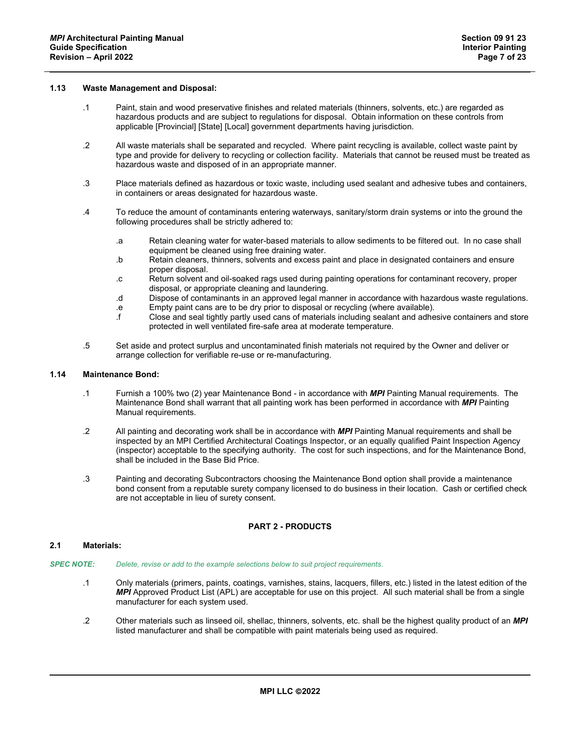### 1.13 Waste Management and Disposal:

.1 Paint, stain and wood preservative finishes and related materials (thinners, solvents, etc.) are regarded as hazardous products and are subject to regulations for disposal. Obtain information on these controls from applicable [Provincial] [State] [Local] government departments having jurisdiction.

.2 All waste materials shall be separated and recycled. Where paint recycling is available, collect waste paint by type and provide for delivery to recycling or collection facility. Materials that cannot be reused must be treated as hazardous waste and disposed of in an appropriate manner.

.3 Place materials defined as hazardous or toxic waste, including used sealant and adhesive tubes and containers, in containers or areas designated for hazardous waste.

.4 To reduce the amount of contaminants entering waterways, sanitary/storm drain systems or into the ground the following procedures shall be strictly adhered to:

- .a Retain cleaning water for water-based materials to allow sediments to be filtered out. In no case shall equipment be cleaned using free draining water.
- .b Retain cleaners, thinners, solvents and excess paint and place in designated containers and ensure proper disposal.
- .c Return solvent and oil-soaked rags used during painting operations for contaminant recovery, proper disposal, or appropriate cleaning and laundering.
- .d Dispose of contaminants in an approved legal manner in accordance with hazardous waste regulations.
- .e Empty paint cans are to be dry prior to disposal or recycling (where available).
- .f Close and seal tightly partly used cans of materials including sealant and adhesive containers and store protected in well ventilated fire-safe area at moderate temperature.

.5 Set aside and protect surplus and uncontaminated finish materials not required by the Owner and deliver or arrange collection for verifiable re-use or re-manufacturing.

### 1.14 Maintenance Bond:

.1 Furnish a 100% two (2) year Maintenance Bond - in accordance with ***MPI*** Painting Manual requirements. The Maintenance Bond shall warrant that all painting work has been performed in accordance with ***MPI*** Painting Manual requirements.

.2 All painting and decorating work shall be in accordance with ***MPI*** Painting Manual requirements and shall be inspected by an MPI Certified Architectural Coatings Inspector, or an equally qualified Paint Inspection Agency (inspector) acceptable to the specifying authority. The cost for such inspections, and for the Maintenance Bond, shall be included in the Base Bid Price.

.3 Painting and decorating Subcontractors choosing the Maintenance Bond option shall provide a maintenance bond consent from a reputable surety company licensed to do business in their location. Cash or certified check are not acceptable in lieu of surety consent.

## PART 2 - PRODUCTS

### 2.1 Materials:

***SPEC NOTE:*** *Delete, revise or add to the example selections below to suit project requirements.*

.1 Only materials (primers, paints, coatings, varnishes, stains, lacquers, fillers, etc.) listed in the latest edition of the ***MPI*** Approved Product List (APL) are acceptable for use on this project. All such material shall be from a single manufacturer for each system used.

.2 Other materials such as linseed oil, shellac, thinners, solvents, etc. shall be the highest quality product of an ***MPI*** listed manufacturer and shall be compatible with paint materials being used as required.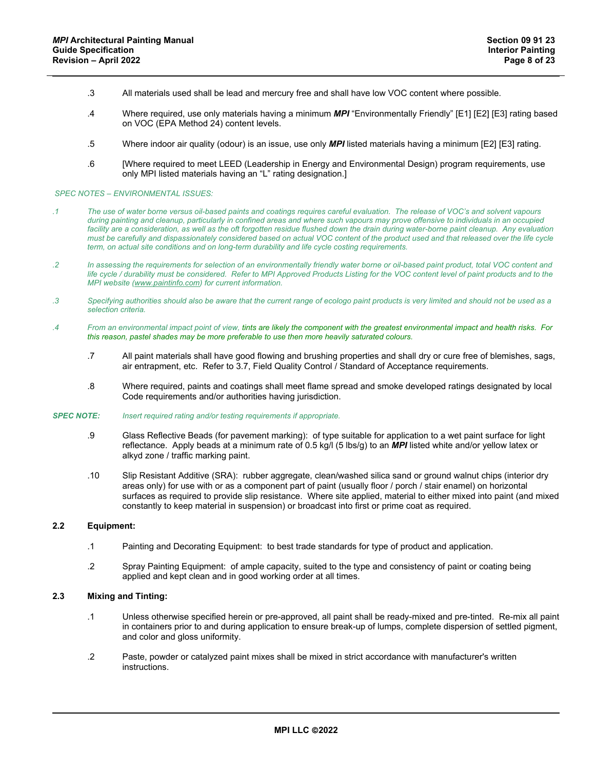.3 All materials used shall be lead and mercury free and shall have low VOC content where possible.

.4 Where required, use only materials having a minimum ***MPI*** "Environmentally Friendly" [E1] [E2] [E3] rating based on VOC (EPA Method 24) content levels.

.5 Where indoor air quality (odour) is an issue, use only ***MPI*** listed materials having a minimum [E2] [E3] rating.

.6 [Where required to meet LEED (Leadership in Energy and Environmental Design) program requirements, use only MPI listed materials having an "L" rating designation.]

*SPEC NOTES – ENVIRONMENTAL ISSUES:*

*.1 The use of water borne versus oil-based paints and coatings requires careful evaluation. The release of VOC's and solvent vapours during painting and cleanup, particularly in confined areas and where such vapours may prove offensive to individuals in an occupied facility are a consideration, as well as the oft forgotten residue flushed down the drain during water-borne paint cleanup. Any evaluation must be carefully and dispassionately considered based on actual VOC content of the product used and that released over the life cycle term, on actual site conditions and on long-term durability and life cycle costing requirements.*

*.2 In assessing the requirements for selection of an environmentally friendly water borne or oil-based paint product, total VOC content and life cycle / durability must be considered. Refer to MPI Approved Products Listing for the VOC content level of paint products and to the MPI website (www.paintinfo.com) for current information.*

*.3 Specifying authorities should also be aware that the current range of ecologo paint products is very limited and should not be used as a selection criteria.*

*.4 From an environmental impact point of view, tints are likely the component with the greatest environmental impact and health risks. For this reason, pastel shades may be more preferable to use then more heavily saturated colours.*

.7 All paint materials shall have good flowing and brushing properties and shall dry or cure free of blemishes, sags, air entrapment, etc. Refer to 3.7, Field Quality Control / Standard of Acceptance requirements.

.8 Where required, paints and coatings shall meet flame spread and smoke developed ratings designated by local Code requirements and/or authorities having jurisdiction.

***SPEC NOTE:*** *Insert required rating and/or testing requirements if appropriate.*

.9 Glass Reflective Beads (for pavement marking): of type suitable for application to a wet paint surface for light reflectance. Apply beads at a minimum rate of 0.5 kg/l (5 lbs/g) to an ***MPI*** listed white and/or yellow latex or alkyd zone / traffic marking paint.

.10 Slip Resistant Additive (SRA): rubber aggregate, clean/washed silica sand or ground walnut chips (interior dry areas only) for use with or as a component part of paint (usually floor / porch / stair enamel) on horizontal surfaces as required to provide slip resistance. Where site applied, material to either mixed into paint (and mixed constantly to keep material in suspension) or broadcast into first or prime coat as required.

### 2.2 Equipment:

.1 Painting and Decorating Equipment: to best trade standards for type of product and application.

.2 Spray Painting Equipment: of ample capacity, suited to the type and consistency of paint or coating being applied and kept clean and in good working order at all times.

### 2.3 Mixing and Tinting:

.1 Unless otherwise specified herein or pre-approved, all paint shall be ready-mixed and pre-tinted. Re-mix all paint in containers prior to and during application to ensure break-up of lumps, complete dispersion of settled pigment, and color and gloss uniformity.

.2 Paste, powder or catalyzed paint mixes shall be mixed in strict accordance with manufacturer's written instructions.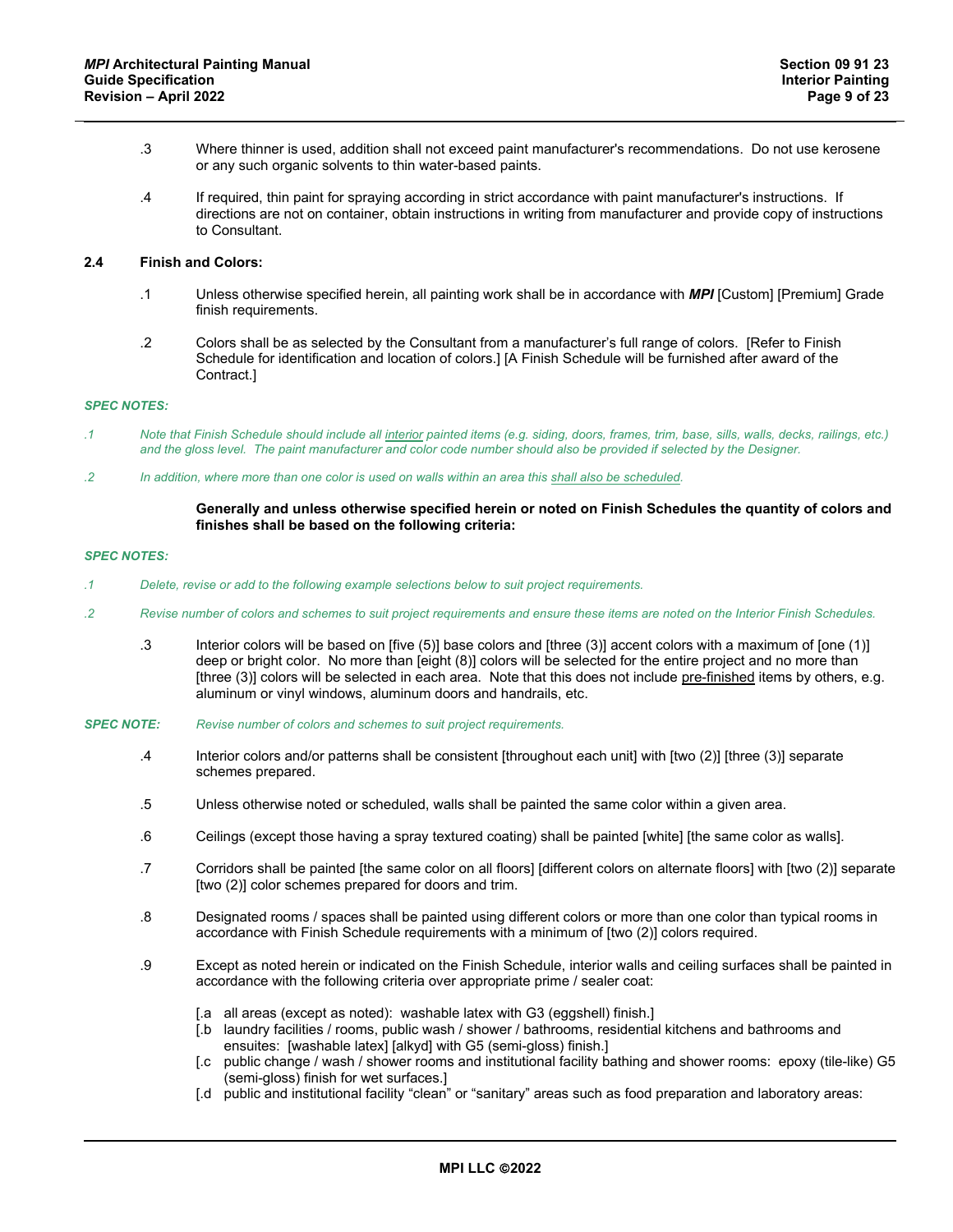.3 Where thinner is used, addition shall not exceed paint manufacturer's recommendations. Do not use kerosene or any such organic solvents to thin water-based paints.

.4 If required, thin paint for spraying according in strict accordance with paint manufacturer's instructions. If directions are not on container, obtain instructions in writing from manufacturer and provide copy of instructions to Consultant.

### 2.4 Finish and Colors:

.1 Unless otherwise specified herein, all painting work shall be in accordance with ***MPI*** [Custom] [Premium] Grade finish requirements.

.2 Colors shall be as selected by the Consultant from a manufacturer's full range of colors. [Refer to Finish Schedule for identification and location of colors.] [A Finish Schedule will be furnished after award of the Contract.]

***SPEC NOTES:***

*.1 Note that Finish Schedule should include all interior painted items (e.g. siding, doors, frames, trim, base, sills, walls, decks, railings, etc.) and the gloss level. The paint manufacturer and color code number should also be provided if selected by the Designer.*

*.2 In addition, where more than one color is used on walls within an area this shall also be scheduled.*

**Generally and unless otherwise specified herein or noted on Finish Schedules the quantity of colors and finishes shall be based on the following criteria:**

***SPEC NOTES:***

*.1 Delete, revise or add to the following example selections below to suit project requirements.*

*.2 Revise number of colors and schemes to suit project requirements and ensure these items are noted on the Interior Finish Schedules.*

.3 Interior colors will be based on [five (5)] base colors and [three (3)] accent colors with a maximum of [one (1)] deep or bright color. No more than [eight (8)] colors will be selected for the entire project and no more than [three (3)] colors will be selected in each area. Note that this does not include pre-finished items by others, e.g. aluminum or vinyl windows, aluminum doors and handrails, etc.

***SPEC NOTE:*** *Revise number of colors and schemes to suit project requirements.*

.4 Interior colors and/or patterns shall be consistent [throughout each unit] with [two (2)] [three (3)] separate schemes prepared.

.5 Unless otherwise noted or scheduled, walls shall be painted the same color within a given area.

.6 Ceilings (except those having a spray textured coating) shall be painted [white] [the same color as walls].

.7 Corridors shall be painted [the same color on all floors] [different colors on alternate floors] with [two (2)] separate [two (2)] color schemes prepared for doors and trim.

.8 Designated rooms / spaces shall be painted using different colors or more than one color than typical rooms in accordance with Finish Schedule requirements with a minimum of [two (2)] colors required.

.9 Except as noted herein or indicated on the Finish Schedule, interior walls and ceiling surfaces shall be painted in accordance with the following criteria over appropriate prime / sealer coat:

[.a all areas (except as noted): washable latex with G3 (eggshell) finish.]
[.b laundry facilities / rooms, public wash / shower / bathrooms, residential kitchens and bathrooms and ensuites: [washable latex] [alkyd] with G5 (semi-gloss) finish.]
[.c public change / wash / shower rooms and institutional facility bathing and shower rooms: epoxy (tile-like) G5 (semi-gloss) finish for wet surfaces.]
[.d public and institutional facility "clean" or "sanitary" areas such as food preparation and laboratory areas: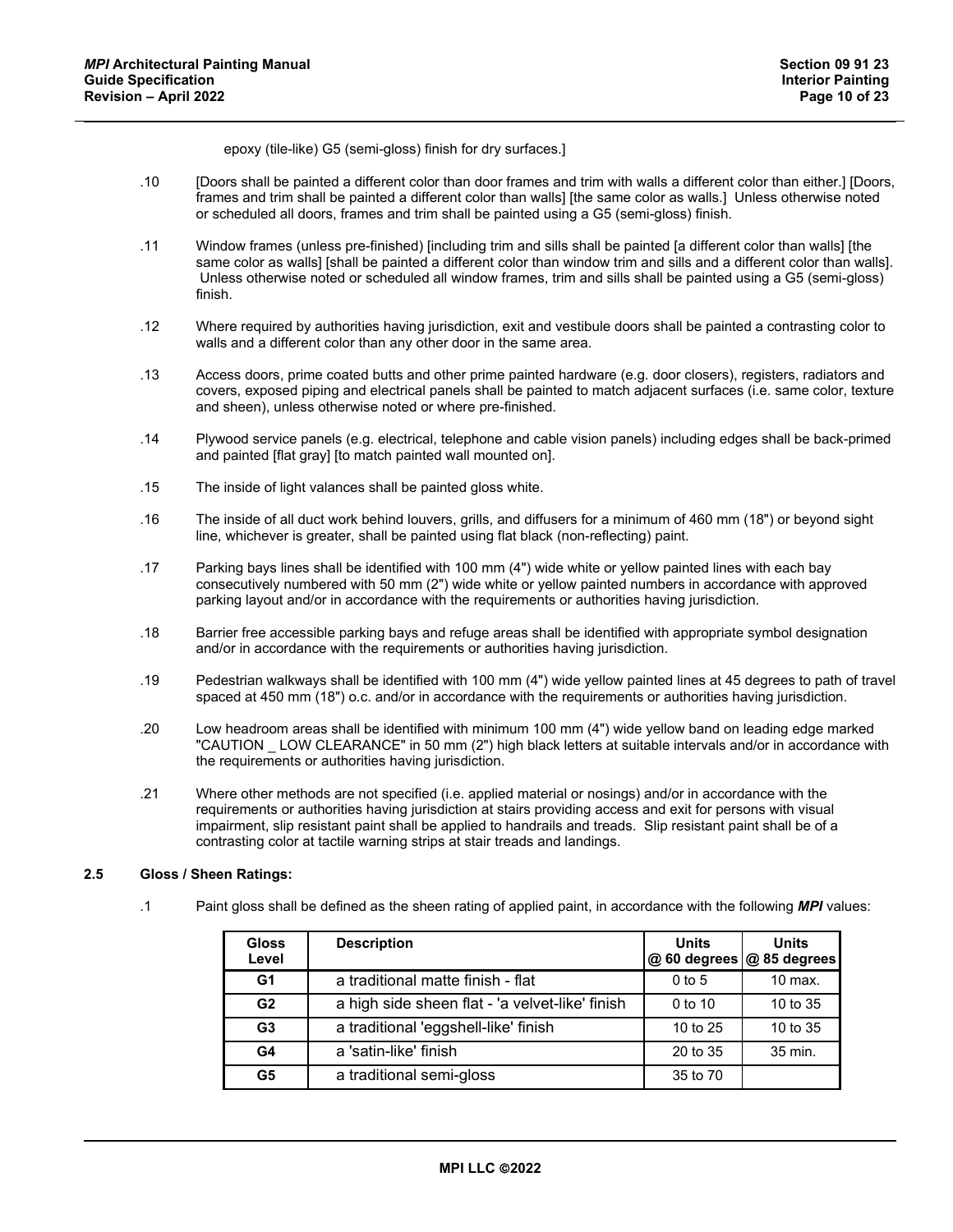epoxy (tile-like) G5 (semi-gloss) finish for dry surfaces.]

.10 [Doors shall be painted a different color than door frames and trim with walls a different color than either.] [Doors, frames and trim shall be painted a different color than walls] [the same color as walls.] Unless otherwise noted or scheduled all doors, frames and trim shall be painted using a G5 (semi-gloss) finish.

.11 Window frames (unless pre-finished) [including trim and sills shall be painted [a different color than walls] [the same color as walls] [shall be painted a different color than window trim and sills and a different color than walls]. Unless otherwise noted or scheduled all window frames, trim and sills shall be painted using a G5 (semi-gloss) finish.

.12 Where required by authorities having jurisdiction, exit and vestibule doors shall be painted a contrasting color to walls and a different color than any other door in the same area.

.13 Access doors, prime coated butts and other prime painted hardware (e.g. door closers), registers, radiators and covers, exposed piping and electrical panels shall be painted to match adjacent surfaces (i.e. same color, texture and sheen), unless otherwise noted or where pre-finished.

.14 Plywood service panels (e.g. electrical, telephone and cable vision panels) including edges shall be back-primed and painted [flat gray] [to match painted wall mounted on].

.15 The inside of light valances shall be painted gloss white.

.16 The inside of all duct work behind louvers, grills, and diffusers for a minimum of 460 mm (18") or beyond sight line, whichever is greater, shall be painted using flat black (non-reflecting) paint.

.17 Parking bays lines shall be identified with 100 mm (4") wide white or yellow painted lines with each bay consecutively numbered with 50 mm (2") wide white or yellow painted numbers in accordance with approved parking layout and/or in accordance with the requirements or authorities having jurisdiction.

.18 Barrier free accessible parking bays and refuge areas shall be identified with appropriate symbol designation and/or in accordance with the requirements or authorities having jurisdiction.

.19 Pedestrian walkways shall be identified with 100 mm (4") wide yellow painted lines at 45 degrees to path of travel spaced at 450 mm (18") o.c. and/or in accordance with the requirements or authorities having jurisdiction.

.20 Low headroom areas shall be identified with minimum 100 mm (4") wide yellow band on leading edge marked "CAUTION _ LOW CLEARANCE" in 50 mm (2") high black letters at suitable intervals and/or in accordance with the requirements or authorities having jurisdiction.

.21 Where other methods are not specified (i.e. applied material or nosings) and/or in accordance with the requirements or authorities having jurisdiction at stairs providing access and exit for persons with visual impairment, slip resistant paint shall be applied to handrails and treads. Slip resistant paint shall be of a contrasting color at tactile warning strips at stair treads and landings.

## 2.5 Gloss / Sheen Ratings:

.1 Paint gloss shall be defined as the sheen rating of applied paint, in accordance with the following ***MPI*** values:

| Gloss Level | Description | Units @ 60 degrees | Units @ 85 degrees |
|---|---|---|---|
| G1 | a traditional matte finish - flat | 0 to 5 | 10 max. |
| G2 | a high side sheen flat - 'a velvet-like' finish | 0 to 10 | 10 to 35 |
| G3 | a traditional 'eggshell-like' finish | 10 to 25 | 10 to 35 |
| G4 | a 'satin-like' finish | 20 to 35 | 35 min. |
| G5 | a traditional semi-gloss | 35 to 70 | |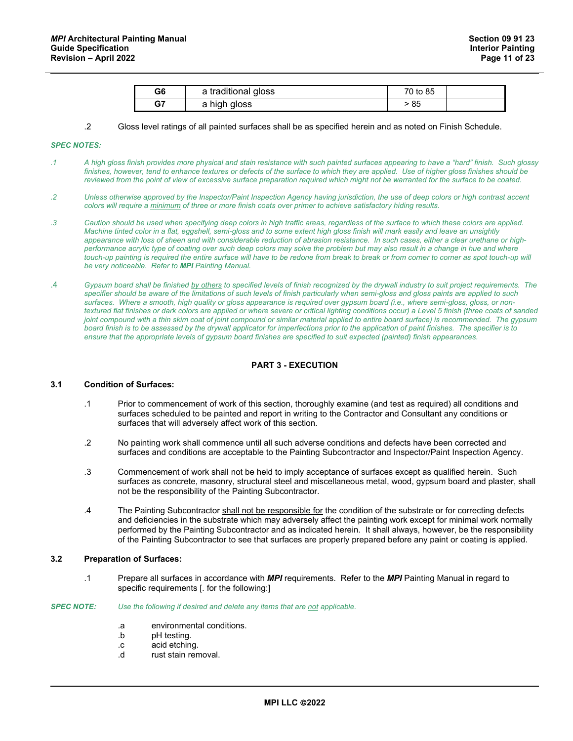| G6 | a traditional gloss | 70 to 85 | |
|---|---|---|---|
| G7 | a high gloss | > 85 | |

.2 Gloss level ratings of all painted surfaces shall be as specified herein and as noted on Finish Schedule.

***SPEC NOTES:***

*.1 A high gloss finish provides more physical and stain resistance with such painted surfaces appearing to have a "hard" finish. Such glossy finishes, however, tend to enhance textures or defects of the surface to which they are applied. Use of higher gloss finishes should be reviewed from the point of view of excessive surface preparation required which might not be warranted for the surface to be coated.*

*.2 Unless otherwise approved by the Inspector/Paint Inspection Agency having jurisdiction, the use of deep colors or high contrast accent colors will require a <u>minimum</u> of three or more finish coats over primer to achieve satisfactory hiding results.*

*.3 Caution should be used when specifying deep colors in high traffic areas, regardless of the surface to which these colors are applied. Machine tinted color in a flat, eggshell, semi-gloss and to some extent high gloss finish will mark easily and leave an unsightly appearance with loss of sheen and with considerable reduction of abrasion resistance. In such cases, either a clear urethane or high-performance acrylic type of coating over such deep colors may solve the problem but may also result in a change in hue and where touch-up painting is required the entire surface will have to be redone from break to break or from corner to corner as spot touch-up will be very noticeable. Refer to **MPI** Painting Manual.*

*.4 Gypsum board shall be finished <u>by others</u> to specified levels of finish recognized by the drywall industry to suit project requirements. The specifier should be aware of the limitations of such levels of finish particularly when semi-gloss and gloss paints are applied to such surfaces. Where a smooth, high quality or gloss appearance is required over gypsum board (i.e., where semi-gloss, gloss, or non-textured flat finishes or dark colors are applied or where severe or critical lighting conditions occur) a Level 5 finish (three coats of sanded joint compound with a thin skim coat of joint compound or similar material applied to entire board surface) is recommended. The gypsum board finish is to be assessed by the drywall applicator for imperfections prior to the application of paint finishes. The specifier is to ensure that the appropriate levels of gypsum board finishes are specified to suit expected (painted) finish appearances.*

## PART 3 - EXECUTION

### 3.1 Condition of Surfaces:

.1 Prior to commencement of work of this section, thoroughly examine (and test as required) all conditions and surfaces scheduled to be painted and report in writing to the Contractor and Consultant any conditions or surfaces that will adversely affect work of this section.

.2 No painting work shall commence until all such adverse conditions and defects have been corrected and surfaces and conditions are acceptable to the Painting Subcontractor and Inspector/Paint Inspection Agency.

.3 Commencement of work shall not be held to imply acceptance of surfaces except as qualified herein. Such surfaces as concrete, masonry, structural steel and miscellaneous metal, wood, gypsum board and plaster, shall not be the responsibility of the Painting Subcontractor.

.4 The Painting Subcontractor <u>shall not be responsible for</u> the condition of the substrate or for correcting defects and deficiencies in the substrate which may adversely affect the painting work except for minimal work normally performed by the Painting Subcontractor and as indicated herein. It shall always, however, be the responsibility of the Painting Subcontractor to see that surfaces are properly prepared before any paint or coating is applied.

### 3.2 Preparation of Surfaces:

.1 Prepare all surfaces in accordance with ***MPI*** requirements. Refer to the ***MPI*** Painting Manual in regard to specific requirements [. for the following:]

***SPEC NOTE:*** *Use the following if desired and delete any items that are <u>not</u> applicable.*

.a environmental conditions.
.b pH testing.
.c acid etching.
.d rust stain removal.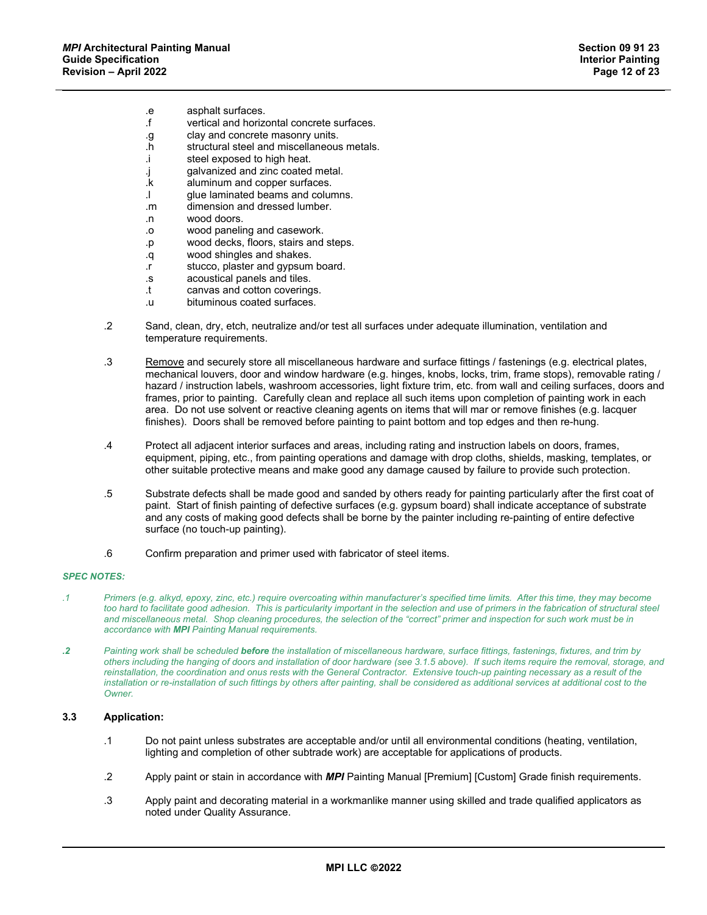.e asphalt surfaces.
.f vertical and horizontal concrete surfaces.
.g clay and concrete masonry units.
.h structural steel and miscellaneous metals.
.i steel exposed to high heat.
.j galvanized and zinc coated metal.
.k aluminum and copper surfaces.
.l glue laminated beams and columns.
.m dimension and dressed lumber.
.n wood doors.
.o wood paneling and casework.
.p wood decks, floors, stairs and steps.
.q wood shingles and shakes.
.r stucco, plaster and gypsum board.
.s acoustical panels and tiles.
.t canvas and cotton coverings.
.u bituminous coated surfaces.

.2 Sand, clean, dry, etch, neutralize and/or test all surfaces under adequate illumination, ventilation and temperature requirements.

.3 <u>Remove</u> and securely store all miscellaneous hardware and surface fittings / fastenings (e.g. electrical plates, mechanical louvers, door and window hardware (e.g. hinges, knobs, locks, trim, frame stops), removable rating / hazard / instruction labels, washroom accessories, light fixture trim, etc. from wall and ceiling surfaces, doors and frames, prior to painting. Carefully clean and replace all such items upon completion of painting work in each area. Do not use solvent or reactive cleaning agents on items that will mar or remove finishes (e.g. lacquer finishes). Doors shall be removed before painting to paint bottom and top edges and then re-hung.

.4 Protect all adjacent interior surfaces and areas, including rating and instruction labels on doors, frames, equipment, piping, etc., from painting operations and damage with drop cloths, shields, masking, templates, or other suitable protective means and make good any damage caused by failure to provide such protection.

.5 Substrate defects shall be made good and sanded by others ready for painting particularly after the first coat of paint. Start of finish painting of defective surfaces (e.g. gypsum board) shall indicate acceptance of substrate and any costs of making good defects shall be borne by the painter including re-painting of entire defective surface (no touch-up painting).

.6 Confirm preparation and primer used with fabricator of steel items.

***SPEC NOTES:***

*.1 Primers (e.g. alkyd, epoxy, zinc, etc.) require overcoating within manufacturer's specified time limits. After this time, they may become too hard to facilitate good adhesion. This is particularity important in the selection and use of primers in the fabrication of structural steel and miscellaneous metal. Shop cleaning procedures, the selection of the "correct" primer and inspection for such work must be in accordance with **MPI** Painting Manual requirements.*

***.2*** *Painting work shall be scheduled **before** the installation of miscellaneous hardware, surface fittings, fastenings, fixtures, and trim by others including the hanging of doors and installation of door hardware (see 3.1.5 above). If such items require the removal, storage, and reinstallation, the coordination and onus rests with the General Contractor. Extensive touch-up painting necessary as a result of the installation or re-installation of such fittings by others after painting, shall be considered as additional services at additional cost to the Owner.*

### 3.3 Application:

.1 Do not paint unless substrates are acceptable and/or until all environmental conditions (heating, ventilation, lighting and completion of other subtrade work) are acceptable for applications of products.

.2 Apply paint or stain in accordance with ***MPI*** Painting Manual [Premium] [Custom] Grade finish requirements.

.3 Apply paint and decorating material in a workmanlike manner using skilled and trade qualified applicators as noted under Quality Assurance.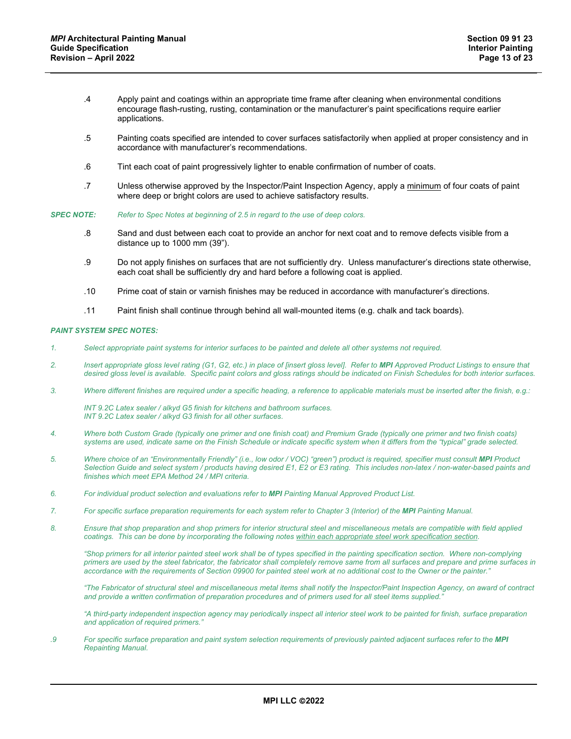.4 Apply paint and coatings within an appropriate time frame after cleaning when environmental conditions encourage flash-rusting, rusting, contamination or the manufacturer's paint specifications require earlier applications.

.5 Painting coats specified are intended to cover surfaces satisfactorily when applied at proper consistency and in accordance with manufacturer's recommendations.

.6 Tint each coat of paint progressively lighter to enable confirmation of number of coats.

.7 Unless otherwise approved by the Inspector/Paint Inspection Agency, apply a <u>minimum</u> of four coats of paint where deep or bright colors are used to achieve satisfactory results.

***SPEC NOTE:*** *Refer to Spec Notes at beginning of 2.5 in regard to the use of deep colors.*

.8 Sand and dust between each coat to provide an anchor for next coat and to remove defects visible from a distance up to 1000 mm (39").

.9 Do not apply finishes on surfaces that are not sufficiently dry. Unless manufacturer's directions state otherwise, each coat shall be sufficiently dry and hard before a following coat is applied.

.10 Prime coat of stain or varnish finishes may be reduced in accordance with manufacturer's directions.

.11 Paint finish shall continue through behind all wall-mounted items (e.g. chalk and tack boards).

***PAINT SYSTEM SPEC NOTES:***

*1. Select appropriate paint systems for interior surfaces to be painted and delete all other systems not required.*

*2. Insert appropriate gloss level rating (G1, G2, etc.) in place of [insert gloss level]. Refer to **MPI** Approved Product Listings to ensure that desired gloss level is available. Specific paint colors and gloss ratings should be indicated on Finish Schedules for both interior surfaces.*

*3. Where different finishes are required under a specific heading, a reference to applicable materials must be inserted after the finish, e.g.:*

*INT 9.2C Latex sealer / alkyd G5 finish for kitchens and bathroom surfaces.*
*INT 9.2C Latex sealer / alkyd G3 finish for all other surfaces.*

*4. Where both Custom Grade (typically one primer and one finish coat) and Premium Grade (typically one primer and two finish coats) systems are used, indicate same on the Finish Schedule or indicate specific system when it differs from the "typical" grade selected.*

*5. Where choice of an "Environmentally Friendly" (i.e., low odor / VOC) "green") product is required, specifier must consult **MPI** Product Selection Guide and select system / products having desired E1, E2 or E3 rating. This includes non-latex / non-water-based paints and finishes which meet EPA Method 24 / MPI criteria.*

*6. For individual product selection and evaluations refer to **MPI** Painting Manual Approved Product List.*

*7. For specific surface preparation requirements for each system refer to Chapter 3 (Interior) of the **MPI** Painting Manual.*

*8. Ensure that shop preparation and shop primers for interior structural steel and miscellaneous metals are compatible with field applied coatings. This can be done by incorporating the following notes <u>within each appropriate steel work specification section</u>.*

*"Shop primers for all interior painted steel work shall be of types specified in the painting specification section. Where non-complying primers are used by the steel fabricator, the fabricator shall completely remove same from all surfaces and prepare and prime surfaces in accordance with the requirements of Section 09900 for painted steel work at no additional cost to the Owner or the painter."*

*"The Fabricator of structural steel and miscellaneous metal items shall notify the Inspector/Paint Inspection Agency, on award of contract and provide a written confirmation of preparation procedures and of primers used for all steel items supplied."*

*"A third-party independent inspection agency may periodically inspect all interior steel work to be painted for finish, surface preparation and application of required primers."*

*.9 For specific surface preparation and paint system selection requirements of previously painted adjacent surfaces refer to the **MPI** Repainting Manual.*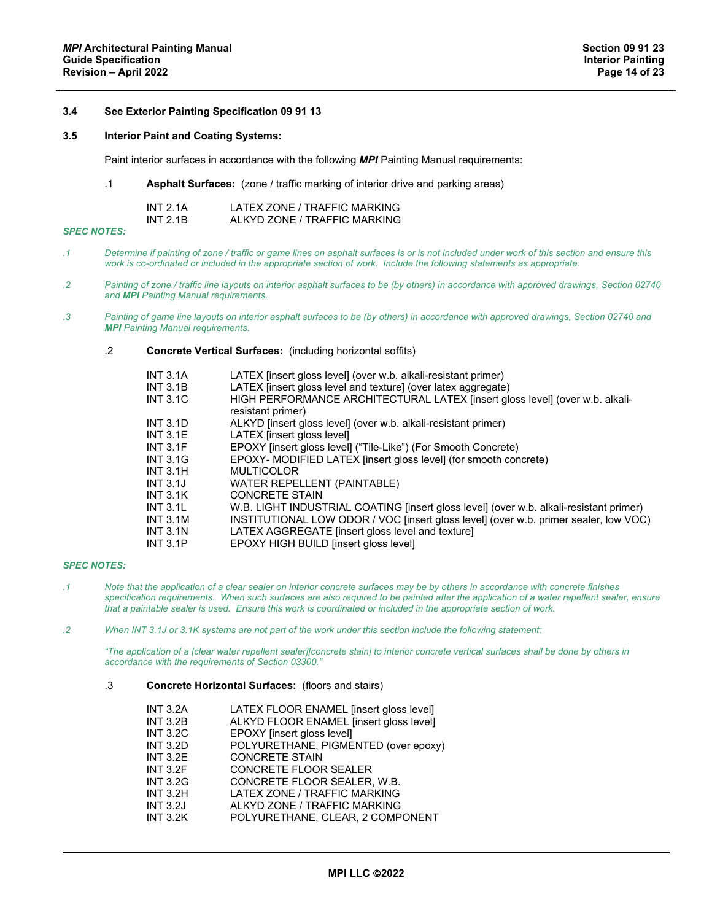### 3.4 See Exterior Painting Specification 09 91 13

### 3.5 Interior Paint and Coating Systems:

Paint interior surfaces in accordance with the following ***MPI*** Painting Manual requirements:

.1 **Asphalt Surfaces:** (zone / traffic marking of interior drive and parking areas)

| | |
|---|---|
| INT 2.1A | LATEX ZONE / TRAFFIC MARKING |
| INT 2.1B | ALKYD ZONE / TRAFFIC MARKING |

***SPEC NOTES:***

*.1 Determine if painting of zone / traffic or game lines on asphalt surfaces is or is not included under work of this section and ensure this work is co-ordinated or included in the appropriate section of work. Include the following statements as appropriate:*

*.2 Painting of zone / traffic line layouts on interior asphalt surfaces to be (by others) in accordance with approved drawings, Section 02740 and **MPI** Painting Manual requirements.*

*.3 Painting of game line layouts on interior asphalt surfaces to be (by others) in accordance with approved drawings, Section 02740 and **MPI** Painting Manual requirements.*

.2 **Concrete Vertical Surfaces:** (including horizontal soffits)

| | |
|---|---|
| INT 3.1A | LATEX [insert gloss level] (over w.b. alkali-resistant primer) |
| INT 3.1B | LATEX [insert gloss level and texture] (over latex aggregate) |
| INT 3.1C | HIGH PERFORMANCE ARCHITECTURAL LATEX [insert gloss level] (over w.b. alkali-resistant primer) |
| INT 3.1D | ALKYD [insert gloss level] (over w.b. alkali-resistant primer) |
| INT 3.1E | LATEX [insert gloss level] |
| INT 3.1F | EPOXY [insert gloss level] ("Tile-Like") (For Smooth Concrete) |
| INT 3.1G | EPOXY- MODIFIED LATEX [insert gloss level] (for smooth concrete) |
| INT 3.1H | MULTICOLOR |
| INT 3.1J | WATER REPELLENT (PAINTABLE) |
| INT 3.1K | CONCRETE STAIN |
| INT 3.1L | W.B. LIGHT INDUSTRIAL COATING [insert gloss level] (over w.b. alkali-resistant primer) |
| INT 3.1M | INSTITUTIONAL LOW ODOR / VOC [insert gloss level] (over w.b. primer sealer, low VOC) |
| INT 3.1N | LATEX AGGREGATE [insert gloss level and texture] |
| INT 3.1P | EPOXY HIGH BUILD [insert gloss level] |

***SPEC NOTES:***

*.1 Note that the application of a clear sealer on interior concrete surfaces may be by others in accordance with concrete finishes specification requirements. When such surfaces are also required to be painted after the application of a water repellent sealer, ensure that a paintable sealer is used. Ensure this work is coordinated or included in the appropriate section of work.*

*.2 When INT 3.1J or 3.1K systems are not part of the work under this section include the following statement:*

*"The application of a [clear water repellent sealer][concrete stain] to interior concrete vertical surfaces shall be done by others in accordance with the requirements of Section 03300."*

.3 **Concrete Horizontal Surfaces:** (floors and stairs)

| | |
|---|---|
| INT 3.2A | LATEX FLOOR ENAMEL [insert gloss level] |
| INT 3.2B | ALKYD FLOOR ENAMEL [insert gloss level] |
| INT 3.2C | EPOXY [insert gloss level] |
| INT 3.2D | POLYURETHANE, PIGMENTED (over epoxy) |
| INT 3.2E | CONCRETE STAIN |
| INT 3.2F | CONCRETE FLOOR SEALER |
| INT 3.2G | CONCRETE FLOOR SEALER, W.B. |
| INT 3.2H | LATEX ZONE / TRAFFIC MARKING |
| INT 3.2J | ALKYD ZONE / TRAFFIC MARKING |
| INT 3.2K | POLYURETHANE, CLEAR, 2 COMPONENT |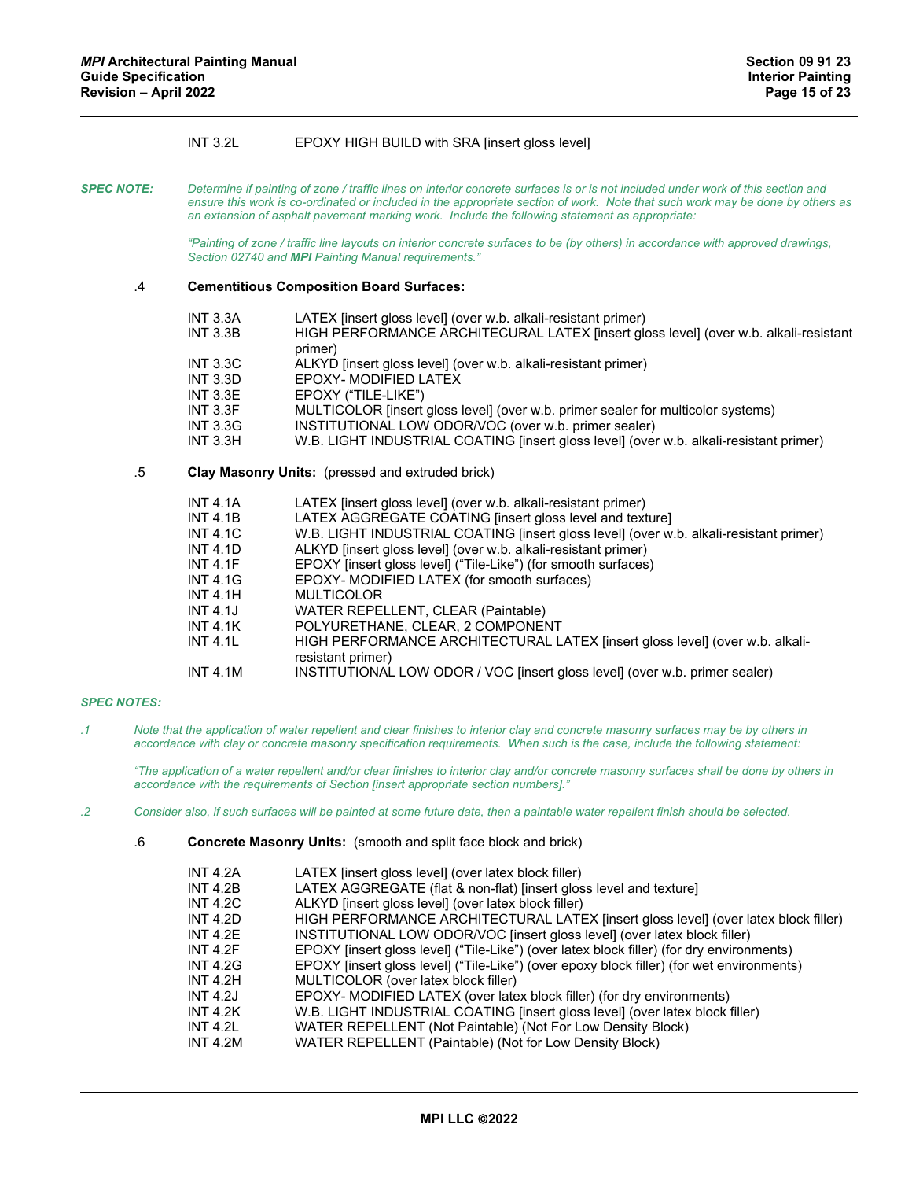INT 3.2L EPOXY HIGH BUILD with SRA [insert gloss level]

***SPEC NOTE:*** *Determine if painting of zone / traffic lines on interior concrete surfaces is or is not included under work of this section and ensure this work is co-ordinated or included in the appropriate section of work. Note that such work may be done by others as an extension of asphalt pavement marking work. Include the following statement as appropriate:*

*"Painting of zone / traffic line layouts on interior concrete surfaces to be (by others) in accordance with approved drawings, Section 02740 and **MPI** Painting Manual requirements."*

.4 **Cementitious Composition Board Surfaces:**

| | |
|---|---|
| INT 3.3A | LATEX [insert gloss level] (over w.b. alkali-resistant primer) |
| INT 3.3B | HIGH PERFORMANCE ARCHITECURAL LATEX [insert gloss level] (over w.b. alkali-resistant primer) |
| INT 3.3C | ALKYD [insert gloss level] (over w.b. alkali-resistant primer) |
| INT 3.3D | EPOXY- MODIFIED LATEX |
| INT 3.3E | EPOXY ("TILE-LIKE") |
| INT 3.3F | MULTICOLOR [insert gloss level] (over w.b. primer sealer for multicolor systems) |
| INT 3.3G | INSTITUTIONAL LOW ODOR/VOC (over w.b. primer sealer) |
| INT 3.3H | W.B. LIGHT INDUSTRIAL COATING [insert gloss level] (over w.b. alkali-resistant primer) |

.5 **Clay Masonry Units:** (pressed and extruded brick)

| | |
|---|---|
| INT 4.1A | LATEX [insert gloss level] (over w.b. alkali-resistant primer) |
| INT 4.1B | LATEX AGGREGATE COATING [insert gloss level and texture] |
| INT 4.1C | W.B. LIGHT INDUSTRIAL COATING [insert gloss level] (over w.b. alkali-resistant primer) |
| INT 4.1D | ALKYD [insert gloss level] (over w.b. alkali-resistant primer) |
| INT 4.1F | EPOXY [insert gloss level] ("Tile-Like") (for smooth surfaces) |
| INT 4.1G | EPOXY- MODIFIED LATEX (for smooth surfaces) |
| INT 4.1H | MULTICOLOR |
| INT 4.1J | WATER REPELLENT, CLEAR (Paintable) |
| INT 4.1K | POLYURETHANE, CLEAR, 2 COMPONENT |
| INT 4.1L | HIGH PERFORMANCE ARCHITECTURAL LATEX [insert gloss level] (over w.b. alkali-resistant primer) |
| INT 4.1M | INSTITUTIONAL LOW ODOR / VOC [insert gloss level] (over w.b. primer sealer) |

***SPEC NOTES:***

*.1 Note that the application of water repellent and clear finishes to interior clay and concrete masonry surfaces may be by others in accordance with clay or concrete masonry specification requirements. When such is the case, include the following statement:*

*"The application of a water repellent and/or clear finishes to interior clay and/or concrete masonry surfaces shall be done by others in accordance with the requirements of Section [insert appropriate section numbers]."*

*.2 Consider also, if such surfaces will be painted at some future date, then a paintable water repellent finish should be selected.*

.6 **Concrete Masonry Units:** (smooth and split face block and brick)

| | |
|---|---|
| INT 4.2A | LATEX [insert gloss level] (over latex block filler) |
| INT 4.2B | LATEX AGGREGATE (flat & non-flat) [insert gloss level and texture] |
| INT 4.2C | ALKYD [insert gloss level] (over latex block filler) |
| INT 4.2D | HIGH PERFORMANCE ARCHITECTURAL LATEX [insert gloss level] (over latex block filler) |
| INT 4.2E | INSTITUTIONAL LOW ODOR/VOC [insert gloss level] (over latex block filler) |
| INT 4.2F | EPOXY [insert gloss level] ("Tile-Like") (over latex block filler) (for dry environments) |
| INT 4.2G | EPOXY [insert gloss level] ("Tile-Like") (over epoxy block filler) (for wet environments) |
| INT 4.2H | MULTICOLOR (over latex block filler) |
| INT 4.2J | EPOXY- MODIFIED LATEX (over latex block filler) (for dry environments) |
| INT 4.2K | W.B. LIGHT INDUSTRIAL COATING [insert gloss level] (over latex block filler) |
| INT 4.2L | WATER REPELLENT (Not Paintable) (Not For Low Density Block) |
| INT 4.2M | WATER REPELLENT (Paintable) (Not for Low Density Block) |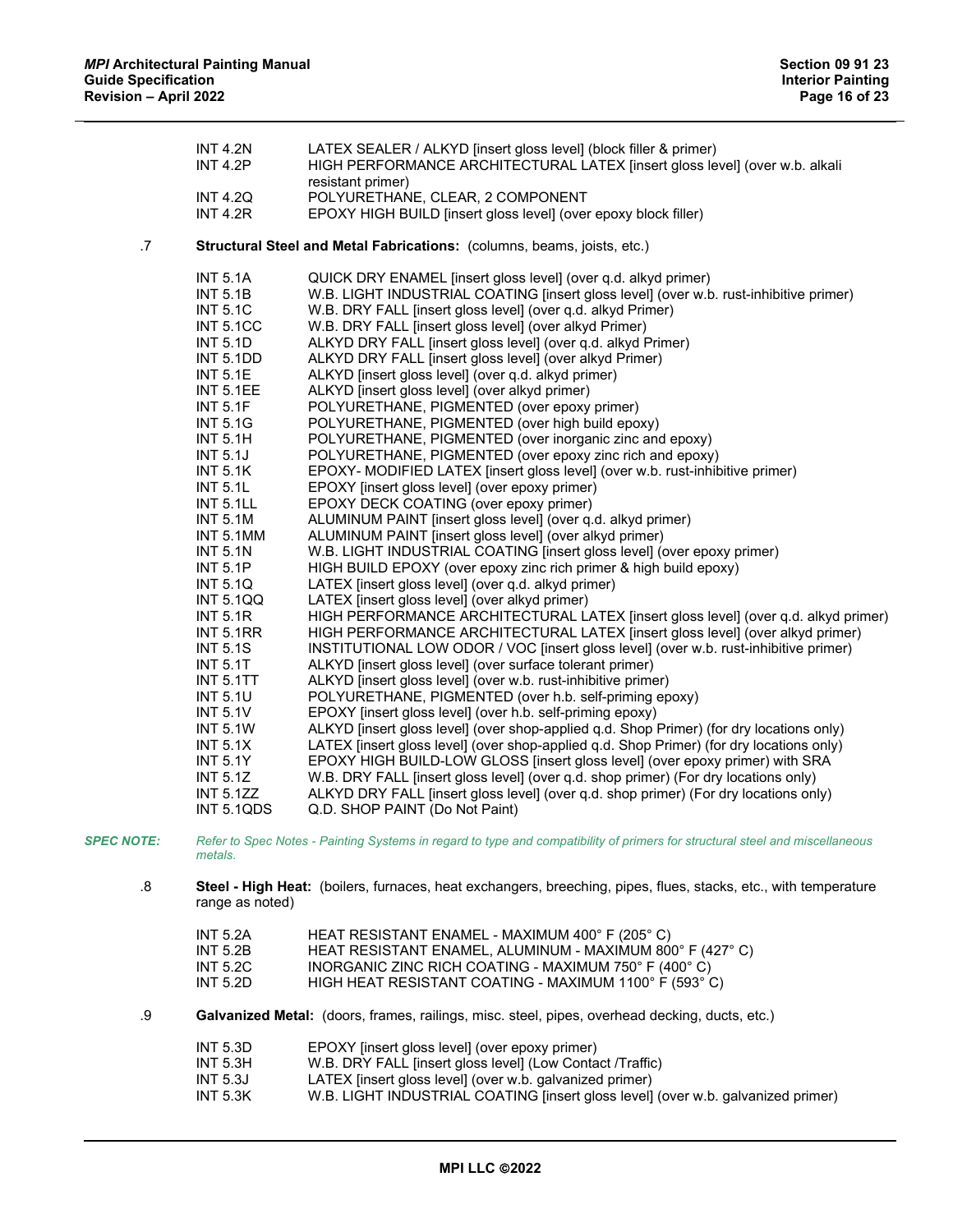INT 4.2N LATEX SEALER / ALKYD [insert gloss level] (block filler & primer)
INT 4.2P HIGH PERFORMANCE ARCHITECTURAL LATEX [insert gloss level] (over w.b. alkali resistant primer)
INT 4.2Q POLYURETHANE, CLEAR, 2 COMPONENT
INT 4.2R EPOXY HIGH BUILD [insert gloss level] (over epoxy block filler)

.7 **Structural Steel and Metal Fabrications:** (columns, beams, joists, etc.)

INT 5.1A QUICK DRY ENAMEL [insert gloss level] (over q.d. alkyd primer)
INT 5.1B W.B. LIGHT INDUSTRIAL COATING [insert gloss level] (over w.b. rust-inhibitive primer)
INT 5.1C W.B. DRY FALL [insert gloss level] (over q.d. alkyd Primer)
INT 5.1CC W.B. DRY FALL [insert gloss level] (over alkyd Primer)
INT 5.1D ALKYD DRY FALL [insert gloss level] (over q.d. alkyd Primer)
INT 5.1DD ALKYD DRY FALL [insert gloss level] (over alkyd Primer)
INT 5.1E ALKYD [insert gloss level] (over q.d. alkyd primer)
INT 5.1EE ALKYD [insert gloss level] (over alkyd primer)
INT 5.1F POLYURETHANE, PIGMENTED (over epoxy primer)
INT 5.1G POLYURETHANE, PIGMENTED (over high build epoxy)
INT 5.1H POLYURETHANE, PIGMENTED (over inorganic zinc and epoxy)
INT 5.1J POLYURETHANE, PIGMENTED (over epoxy zinc rich and epoxy)
INT 5.1K EPOXY- MODIFIED LATEX [insert gloss level] (over w.b. rust-inhibitive primer)
INT 5.1L EPOXY [insert gloss level] (over epoxy primer)
INT 5.1LL EPOXY DECK COATING (over epoxy primer)
INT 5.1M ALUMINUM PAINT [insert gloss level] (over q.d. alkyd primer)
INT 5.1MM ALUMINUM PAINT [insert gloss level] (over alkyd primer)
INT 5.1N W.B. LIGHT INDUSTRIAL COATING [insert gloss level] (over epoxy primer)
INT 5.1P HIGH BUILD EPOXY (over epoxy zinc rich primer & high build epoxy)
INT 5.1Q LATEX [insert gloss level] (over q.d. alkyd primer)
INT 5.1QQ LATEX [insert gloss level] (over alkyd primer)
INT 5.1R HIGH PERFORMANCE ARCHITECTURAL LATEX [insert gloss level] (over q.d. alkyd primer)
INT 5.1RR HIGH PERFORMANCE ARCHITECTURAL LATEX [insert gloss level] (over alkyd primer)
INT 5.1S INSTITUTIONAL LOW ODOR / VOC [insert gloss level] (over w.b. rust-inhibitive primer)
INT 5.1T ALKYD [insert gloss level] (over surface tolerant primer)
INT 5.1TT ALKYD [insert gloss level] (over w.b. rust-inhibitive primer)
INT 5.1U POLYURETHANE, PIGMENTED (over h.b. self-priming epoxy)
INT 5.1V EPOXY [insert gloss level] (over h.b. self-priming epoxy)
INT 5.1W ALKYD [insert gloss level] (over shop-applied q.d. Shop Primer) (for dry locations only)
INT 5.1X LATEX [insert gloss level] (over shop-applied q.d. Shop Primer) (for dry locations only)
INT 5.1Y EPOXY HIGH BUILD-LOW GLOSS [insert gloss level] (over epoxy primer) with SRA
INT 5.1Z W.B. DRY FALL [insert gloss level] (over q.d. shop primer) (For dry locations only)
INT 5.1ZZ ALKYD DRY FALL [insert gloss level] (over q.d. shop primer) (For dry locations only)
INT 5.1QDS Q.D. SHOP PAINT (Do Not Paint)

*SPEC NOTE: Refer to Spec Notes - Painting Systems in regard to type and compatibility of primers for structural steel and miscellaneous metals.*

.8 **Steel - High Heat:** (boilers, furnaces, heat exchangers, breeching, pipes, flues, stacks, etc., with temperature range as noted)

INT 5.2A HEAT RESISTANT ENAMEL - MAXIMUM 400° F (205° C)
INT 5.2B HEAT RESISTANT ENAMEL, ALUMINUM - MAXIMUM 800° F (427° C)
INT 5.2C INORGANIC ZINC RICH COATING - MAXIMUM 750° F (400° C)
INT 5.2D HIGH HEAT RESISTANT COATING - MAXIMUM 1100° F (593° C)

.9 **Galvanized Metal:** (doors, frames, railings, misc. steel, pipes, overhead decking, ducts, etc.)

INT 5.3D EPOXY [insert gloss level] (over epoxy primer)
INT 5.3H W.B. DRY FALL [insert gloss level] (Low Contact /Traffic)
INT 5.3J LATEX [insert gloss level] (over w.b. galvanized primer)
INT 5.3K W.B. LIGHT INDUSTRIAL COATING [insert gloss level] (over w.b. galvanized primer)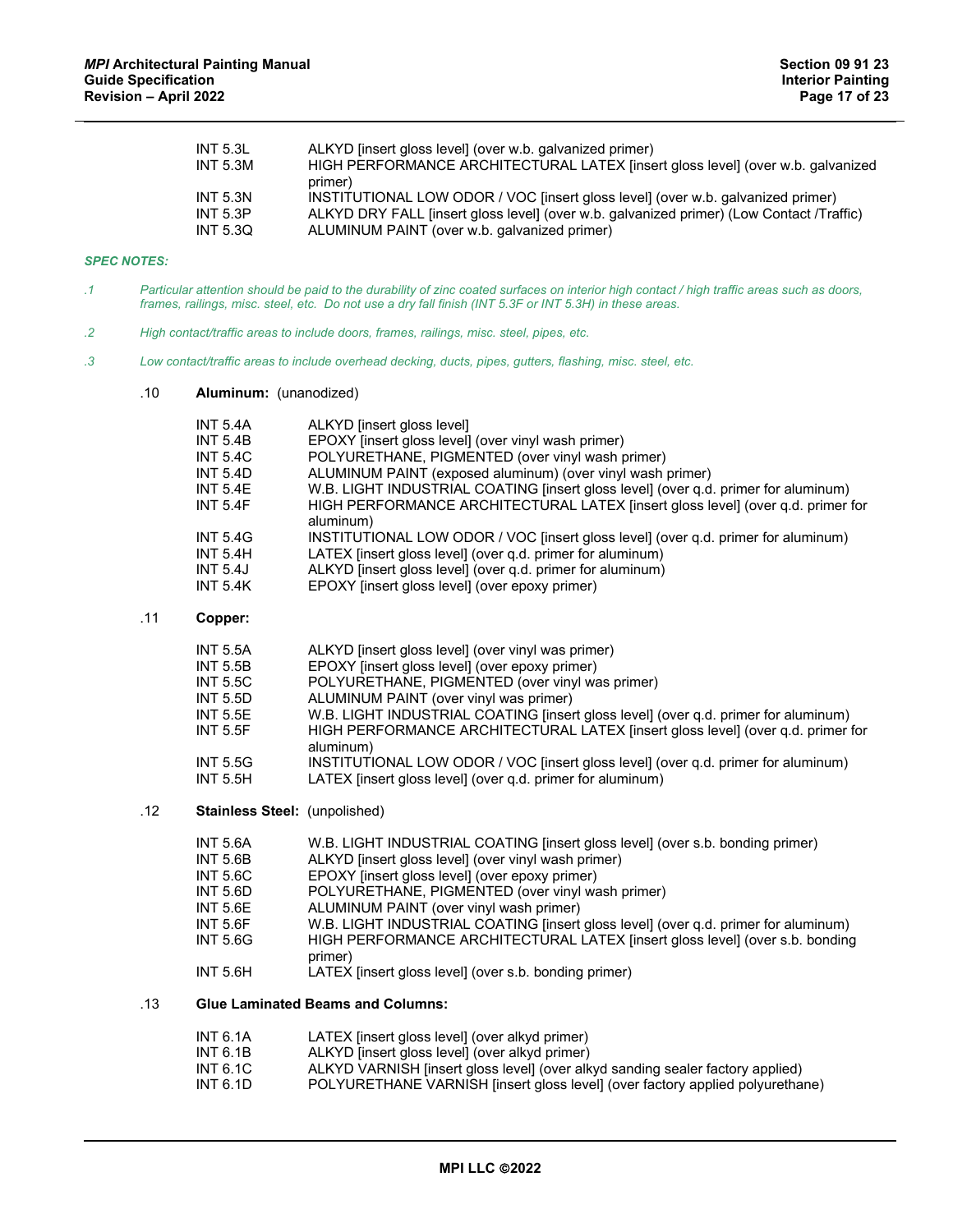| | |
|---|---|
| INT 5.3L | ALKYD [insert gloss level] (over w.b. galvanized primer) |
| INT 5.3M | HIGH PERFORMANCE ARCHITECTURAL LATEX [insert gloss level] (over w.b. galvanized primer) |
| INT 5.3N | INSTITUTIONAL LOW ODOR / VOC [insert gloss level] (over w.b. galvanized primer) |
| INT 5.3P | ALKYD DRY FALL [insert gloss level] (over w.b. galvanized primer) (Low Contact /Traffic) |
| INT 5.3Q | ALUMINUM PAINT (over w.b. galvanized primer) |

***SPEC NOTES:***

*.1 Particular attention should be paid to the durability of zinc coated surfaces on interior high contact / high traffic areas such as doors, frames, railings, misc. steel, etc. Do not use a dry fall finish (INT 5.3F or INT 5.3H) in these areas.*

*.2 High contact/traffic areas to include doors, frames, railings, misc. steel, pipes, etc.*

*.3 Low contact/traffic areas to include overhead decking, ducts, pipes, gutters, flashing, misc. steel, etc.*

.10 **Aluminum:** (unanodized)

| | |
|---|---|
| INT 5.4A | ALKYD [insert gloss level] |
| INT 5.4B | EPOXY [insert gloss level] (over vinyl wash primer) |
| INT 5.4C | POLYURETHANE, PIGMENTED (over vinyl wash primer) |
| INT 5.4D | ALUMINUM PAINT (exposed aluminum) (over vinyl wash primer) |
| INT 5.4E | W.B. LIGHT INDUSTRIAL COATING [insert gloss level] (over q.d. primer for aluminum) |
| INT 5.4F | HIGH PERFORMANCE ARCHITECTURAL LATEX [insert gloss level] (over q.d. primer for aluminum) |
| INT 5.4G | INSTITUTIONAL LOW ODOR / VOC [insert gloss level] (over q.d. primer for aluminum) |
| INT 5.4H | LATEX [insert gloss level] (over q.d. primer for aluminum) |
| INT 5.4J | ALKYD [insert gloss level] (over q.d. primer for aluminum) |
| INT 5.4K | EPOXY [insert gloss level] (over epoxy primer) |

.11 **Copper:**

| | |
|---|---|
| INT 5.5A | ALKYD [insert gloss level] (over vinyl was primer) |
| INT 5.5B | EPOXY [insert gloss level] (over epoxy primer) |
| INT 5.5C | POLYURETHANE, PIGMENTED (over vinyl was primer) |
| INT 5.5D | ALUMINUM PAINT (over vinyl was primer) |
| INT 5.5E | W.B. LIGHT INDUSTRIAL COATING [insert gloss level] (over q.d. primer for aluminum) |
| INT 5.5F | HIGH PERFORMANCE ARCHITECTURAL LATEX [insert gloss level] (over q.d. primer for aluminum) |
| INT 5.5G | INSTITUTIONAL LOW ODOR / VOC [insert gloss level] (over q.d. primer for aluminum) |
| INT 5.5H | LATEX [insert gloss level] (over q.d. primer for aluminum) |

.12 **Stainless Steel:** (unpolished)

| | |
|---|---|
| INT 5.6A | W.B. LIGHT INDUSTRIAL COATING [insert gloss level] (over s.b. bonding primer) |
| INT 5.6B | ALKYD [insert gloss level] (over vinyl wash primer) |
| INT 5.6C | EPOXY [insert gloss level] (over epoxy primer) |
| INT 5.6D | POLYURETHANE, PIGMENTED (over vinyl wash primer) |
| INT 5.6E | ALUMINUM PAINT (over vinyl wash primer) |
| INT 5.6F | W.B. LIGHT INDUSTRIAL COATING [insert gloss level] (over q.d. primer for aluminum) |
| INT 5.6G | HIGH PERFORMANCE ARCHITECTURAL LATEX [insert gloss level] (over s.b. bonding primer) |
| INT 5.6H | LATEX [insert gloss level] (over s.b. bonding primer) |

.13 **Glue Laminated Beams and Columns:**

| | |
|---|---|
| INT 6.1A | LATEX [insert gloss level] (over alkyd primer) |
| INT 6.1B | ALKYD [insert gloss level] (over alkyd primer) |
| INT 6.1C | ALKYD VARNISH [insert gloss level] (over alkyd sanding sealer factory applied) |
| INT 6.1D | POLYURETHANE VARNISH [insert gloss level] (over factory applied polyurethane) |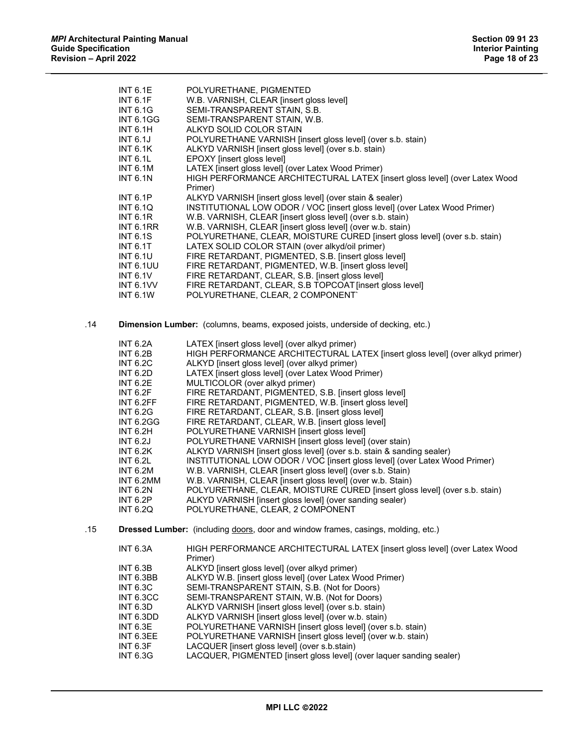INT 6.1E POLYURETHANE, PIGMENTED
INT 6.1F W.B. VARNISH, CLEAR [insert gloss level]
INT 6.1G SEMI-TRANSPARENT STAIN, S.B.
INT 6.1GG SEMI-TRANSPARENT STAIN, W.B.
INT 6.1H ALKYD SOLID COLOR STAIN
INT 6.1J POLYURETHANE VARNISH [insert gloss level] (over s.b. stain)
INT 6.1K ALKYD VARNISH [insert gloss level] (over s.b. stain)
INT 6.1L EPOXY [insert gloss level]
INT 6.1M LATEX [insert gloss level] (over Latex Wood Primer)
INT 6.1N HIGH PERFORMANCE ARCHITECTURAL LATEX [insert gloss level] (over Latex Wood Primer)
INT 6.1P ALKYD VARNISH [insert gloss level] (over stain & sealer)
INT 6.1Q INSTITUTIONAL LOW ODOR / VOC [insert gloss level] (over Latex Wood Primer)
INT 6.1R W.B. VARNISH, CLEAR [insert gloss level] (over s.b. stain)
INT 6.1RR W.B. VARNISH, CLEAR [insert gloss level] (over w.b. stain)
INT 6.1S POLYURETHANE, CLEAR, MOISTURE CURED [insert gloss level] (over s.b. stain)
INT 6.1T LATEX SOLID COLOR STAIN (over alkyd/oil primer)
INT 6.1U FIRE RETARDANT, PIGMENTED, S.B. [insert gloss level]
INT 6.1UU FIRE RETARDANT, PIGMENTED, W.B. [insert gloss level]
INT 6.1V FIRE RETARDANT, CLEAR, S.B. [insert gloss level]
INT 6.1VV FIRE RETARDANT, CLEAR, S.B TOPCOAT [insert gloss level]
INT 6.1W POLYURETHANE, CLEAR, 2 COMPONENT`

.14 **Dimension Lumber:** (columns, beams, exposed joists, underside of decking, etc.)

INT 6.2A LATEX [insert gloss level] (over alkyd primer)
INT 6.2B HIGH PERFORMANCE ARCHITECTURAL LATEX [insert gloss level] (over alkyd primer)
INT 6.2C ALKYD [insert gloss level] (over alkyd primer)
INT 6.2D LATEX [insert gloss level] (over Latex Wood Primer)
INT 6.2E MULTICOLOR (over alkyd primer)
INT 6.2F FIRE RETARDANT, PIGMENTED, S.B. [insert gloss level]
INT 6.2FF FIRE RETARDANT, PIGMENTED, W.B. [insert gloss level]
INT 6.2G FIRE RETARDANT, CLEAR, S.B. [insert gloss level]
INT 6.2GG FIRE RETARDANT, CLEAR, W.B. [insert gloss level]
INT 6.2H POLYURETHANE VARNISH [insert gloss level]
INT 6.2J POLYURETHANE VARNISH [insert gloss level] (over stain)
INT 6.2K ALKYD VARNISH [insert gloss level] (over s.b. stain & sanding sealer)
INT 6.2L INSTITUTIONAL LOW ODOR / VOC [insert gloss level] (over Latex Wood Primer)
INT 6.2M W.B. VARNISH, CLEAR [insert gloss level] (over s.b. Stain)
INT 6.2MM W.B. VARNISH, CLEAR [insert gloss level] (over w.b. Stain)
INT 6.2N POLYURETHANE, CLEAR, MOISTURE CURED [insert gloss level] (over s.b. stain)
INT 6.2P ALKYD VARNISH [insert gloss level] (over sanding sealer)
INT 6.2Q POLYURETHANE, CLEAR, 2 COMPONENT

.15 **Dressed Lumber:** (including doors, door and window frames, casings, molding, etc.)

INT 6.3A HIGH PERFORMANCE ARCHITECTURAL LATEX [insert gloss level] (over Latex Wood Primer)
INT 6.3B ALKYD [insert gloss level] (over alkyd primer)
INT 6.3BB ALKYD W.B. [insert gloss level] (over Latex Wood Primer)
INT 6.3C SEMI-TRANSPARENT STAIN, S.B. (Not for Doors)
INT 6.3CC SEMI-TRANSPARENT STAIN, W.B. (Not for Doors)
INT 6.3D ALKYD VARNISH [insert gloss level] (over s.b. stain)
INT 6.3DD ALKYD VARNISH [insert gloss level] (over w.b. stain)
INT 6.3E POLYURETHANE VARNISH [insert gloss level] (over s.b. stain)
INT 6.3EE POLYURETHANE VARNISH [insert gloss level] (over w.b. stain)
INT 6.3F LACQUER [insert gloss level] (over s.b.stain)
INT 6.3G LACQUER, PIGMENTED [insert gloss level] (over laquer sanding sealer)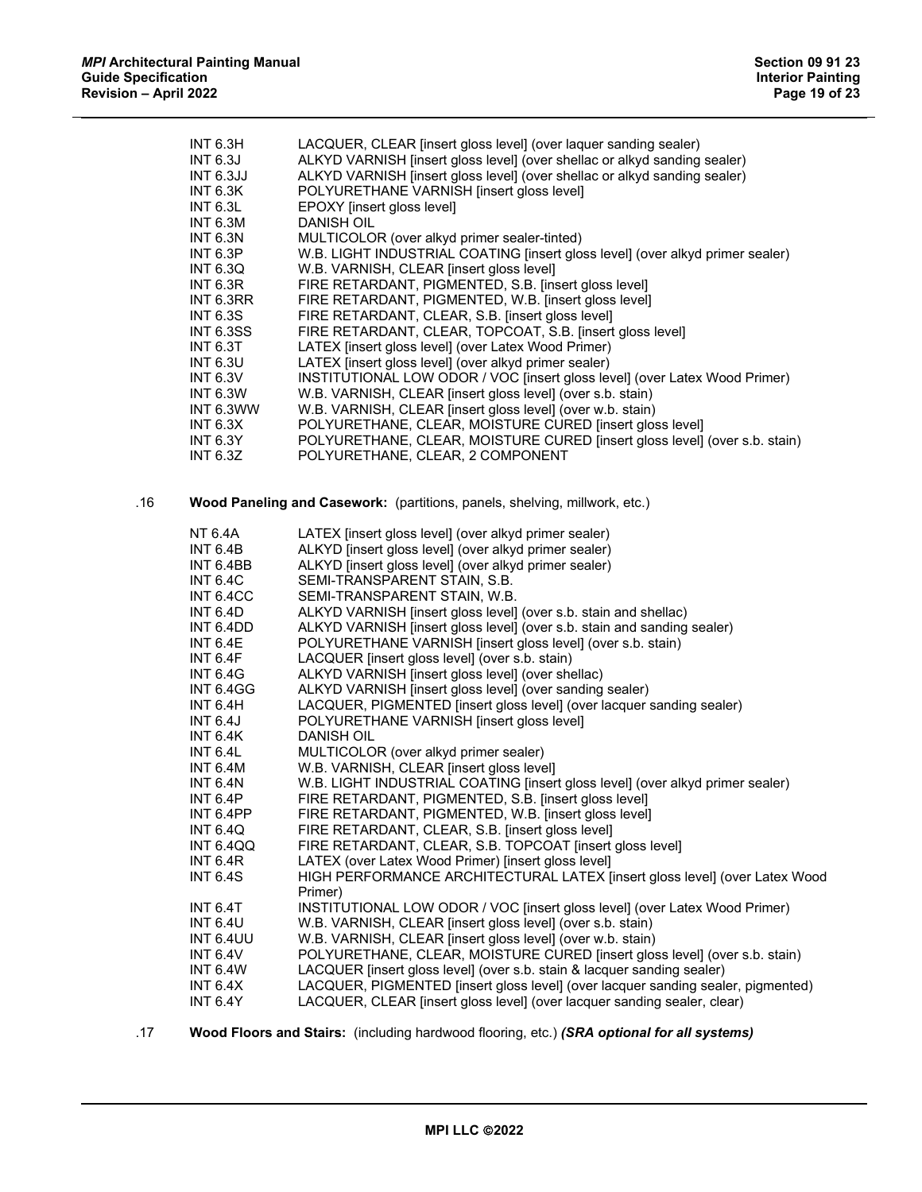INT 6.3H LACQUER, CLEAR [insert gloss level] (over laquer sanding sealer)
INT 6.3J ALKYD VARNISH [insert gloss level] (over shellac or alkyd sanding sealer)
INT 6.3JJ ALKYD VARNISH [insert gloss level] (over shellac or alkyd sanding sealer)
INT 6.3K POLYURETHANE VARNISH [insert gloss level]
INT 6.3L EPOXY [insert gloss level]
INT 6.3M DANISH OIL
INT 6.3N MULTICOLOR (over alkyd primer sealer-tinted)
INT 6.3P W.B. LIGHT INDUSTRIAL COATING [insert gloss level] (over alkyd primer sealer)
INT 6.3Q W.B. VARNISH, CLEAR [insert gloss level]
INT 6.3R FIRE RETARDANT, PIGMENTED, S.B. [insert gloss level]
INT 6.3RR FIRE RETARDANT, PIGMENTED, W.B. [insert gloss level]
INT 6.3S FIRE RETARDANT, CLEAR, S.B. [insert gloss level]
INT 6.3SS FIRE RETARDANT, CLEAR, TOPCOAT, S.B. [insert gloss level]
INT 6.3T LATEX [insert gloss level] (over Latex Wood Primer)
INT 6.3U LATEX [insert gloss level] (over alkyd primer sealer)
INT 6.3V INSTITUTIONAL LOW ODOR / VOC [insert gloss level] (over Latex Wood Primer)
INT 6.3W W.B. VARNISH, CLEAR [insert gloss level] (over s.b. stain)
INT 6.3WW W.B. VARNISH, CLEAR [insert gloss level] (over w.b. stain)
INT 6.3X POLYURETHANE, CLEAR, MOISTURE CURED [insert gloss level]
INT 6.3Y POLYURETHANE, CLEAR, MOISTURE CURED [insert gloss level] (over s.b. stain)
INT 6.3Z POLYURETHANE, CLEAR, 2 COMPONENT

.16 **Wood Paneling and Casework:** (partitions, panels, shelving, millwork, etc.)

NT 6.4A LATEX [insert gloss level] (over alkyd primer sealer)
INT 6.4B ALKYD [insert gloss level] (over alkyd primer sealer)
INT 6.4BB ALKYD [insert gloss level] (over alkyd primer sealer)
INT 6.4C SEMI-TRANSPARENT STAIN, S.B.
INT 6.4CC SEMI-TRANSPARENT STAIN, W.B.
INT 6.4D ALKYD VARNISH [insert gloss level] (over s.b. stain and shellac)
INT 6.4DD ALKYD VARNISH [insert gloss level] (over s.b. stain and sanding sealer)
INT 6.4E POLYURETHANE VARNISH [insert gloss level] (over s.b. stain)
INT 6.4F LACQUER [insert gloss level] (over s.b. stain)
INT 6.4G ALKYD VARNISH [insert gloss level] (over shellac)
INT 6.4GG ALKYD VARNISH [insert gloss level] (over sanding sealer)
INT 6.4H LACQUER, PIGMENTED [insert gloss level] (over lacquer sanding sealer)
INT 6.4J POLYURETHANE VARNISH [insert gloss level]
INT 6.4K DANISH OIL
INT 6.4L MULTICOLOR (over alkyd primer sealer)
INT 6.4M W.B. VARNISH, CLEAR [insert gloss level]
INT 6.4N W.B. LIGHT INDUSTRIAL COATING [insert gloss level] (over alkyd primer sealer)
INT 6.4P FIRE RETARDANT, PIGMENTED, S.B. [insert gloss level]
INT 6.4PP FIRE RETARDANT, PIGMENTED, W.B. [insert gloss level]
INT 6.4Q FIRE RETARDANT, CLEAR, S.B. [insert gloss level]
INT 6.4QQ FIRE RETARDANT, CLEAR, S.B. TOPCOAT [insert gloss level]
INT 6.4R LATEX (over Latex Wood Primer) [insert gloss level]
INT 6.4S HIGH PERFORMANCE ARCHITECTURAL LATEX [insert gloss level] (over Latex Wood Primer)
INT 6.4T INSTITUTIONAL LOW ODOR / VOC [insert gloss level] (over Latex Wood Primer)
INT 6.4U W.B. VARNISH, CLEAR [insert gloss level] (over s.b. stain)
INT 6.4UU W.B. VARNISH, CLEAR [insert gloss level] (over w.b. stain)
INT 6.4V POLYURETHANE, CLEAR, MOISTURE CURED [insert gloss level] (over s.b. stain)
INT 6.4W LACQUER [insert gloss level] (over s.b. stain & lacquer sanding sealer)
INT 6.4X LACQUER, PIGMENTED [insert gloss level] (over lacquer sanding sealer, pigmented)
INT 6.4Y LACQUER, CLEAR [insert gloss level] (over lacquer sanding sealer, clear)

.17 **Wood Floors and Stairs:** (including hardwood flooring, etc.) ***(SRA optional for all systems)***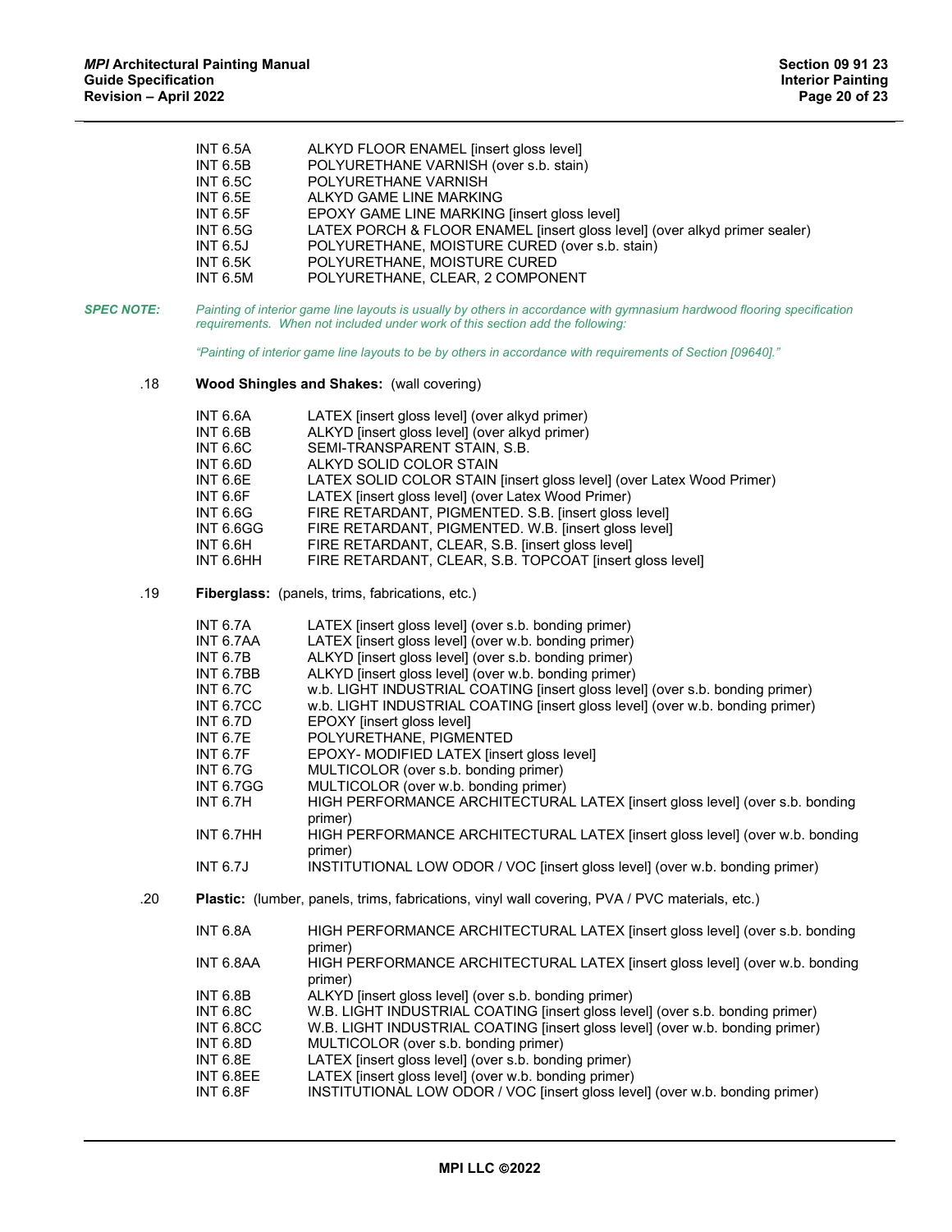| | |
|---|---|
| INT 6.5A | ALKYD FLOOR ENAMEL [insert gloss level] |
| INT 6.5B | POLYURETHANE VARNISH (over s.b. stain) |
| INT 6.5C | POLYURETHANE VARNISH |
| INT 6.5E | ALKYD GAME LINE MARKING |
| INT 6.5F | EPOXY GAME LINE MARKING [insert gloss level] |
| INT 6.5G | LATEX PORCH & FLOOR ENAMEL [insert gloss level] (over alkyd primer sealer) |
| INT 6.5J | POLYURETHANE, MOISTURE CURED (over s.b. stain) |
| INT 6.5K | POLYURETHANE, MOISTURE CURED |
| INT 6.5M | POLYURETHANE, CLEAR, 2 COMPONENT |

***SPEC NOTE:*** *Painting of interior game line layouts is usually by others in accordance with gymnasium hardwood flooring specification requirements. When not included under work of this section add the following:*

*"Painting of interior game line layouts to be by others in accordance with requirements of Section [09640]."*

.18 **Wood Shingles and Shakes:** (wall covering)

| | |
|---|---|
| INT 6.6A | LATEX [insert gloss level] (over alkyd primer) |
| INT 6.6B | ALKYD [insert gloss level] (over alkyd primer) |
| INT 6.6C | SEMI-TRANSPARENT STAIN, S.B. |
| INT 6.6D | ALKYD SOLID COLOR STAIN |
| INT 6.6E | LATEX SOLID COLOR STAIN [insert gloss level] (over Latex Wood Primer) |
| INT 6.6F | LATEX [insert gloss level] (over Latex Wood Primer) |
| INT 6.6G | FIRE RETARDANT, PIGMENTED. S.B. [insert gloss level] |
| INT 6.6GG | FIRE RETARDANT, PIGMENTED. W.B. [insert gloss level] |
| INT 6.6H | FIRE RETARDANT, CLEAR, S.B. [insert gloss level] |
| INT 6.6HH | FIRE RETARDANT, CLEAR, S.B. TOPCOAT [insert gloss level] |

.19 **Fiberglass:** (panels, trims, fabrications, etc.)

| | |
|---|---|
| INT 6.7A | LATEX [insert gloss level] (over s.b. bonding primer) |
| INT 6.7AA | LATEX [insert gloss level] (over w.b. bonding primer) |
| INT 6.7B | ALKYD [insert gloss level] (over s.b. bonding primer) |
| INT 6.7BB | ALKYD [insert gloss level] (over w.b. bonding primer) |
| INT 6.7C | w.b. LIGHT INDUSTRIAL COATING [insert gloss level] (over s.b. bonding primer) |
| INT 6.7CC | w.b. LIGHT INDUSTRIAL COATING [insert gloss level] (over w.b. bonding primer) |
| INT 6.7D | EPOXY [insert gloss level] |
| INT 6.7E | POLYURETHANE, PIGMENTED |
| INT 6.7F | EPOXY- MODIFIED LATEX [insert gloss level] |
| INT 6.7G | MULTICOLOR (over s.b. bonding primer) |
| INT 6.7GG | MULTICOLOR (over w.b. bonding primer) |
| INT 6.7H | HIGH PERFORMANCE ARCHITECTURAL LATEX [insert gloss level] (over s.b. bonding primer) |
| INT 6.7HH | HIGH PERFORMANCE ARCHITECTURAL LATEX [insert gloss level] (over w.b. bonding primer) |
| INT 6.7J | INSTITUTIONAL LOW ODOR / VOC [insert gloss level] (over w.b. bonding primer) |

.20 **Plastic:** (lumber, panels, trims, fabrications, vinyl wall covering, PVA / PVC materials, etc.)

| | |
|---|---|
| INT 6.8A | HIGH PERFORMANCE ARCHITECTURAL LATEX [insert gloss level] (over s.b. bonding primer) |
| INT 6.8AA | HIGH PERFORMANCE ARCHITECTURAL LATEX [insert gloss level] (over w.b. bonding primer) |
| INT 6.8B | ALKYD [insert gloss level] (over s.b. bonding primer) |
| INT 6.8C | W.B. LIGHT INDUSTRIAL COATING [insert gloss level] (over s.b. bonding primer) |
| INT 6.8CC | W.B. LIGHT INDUSTRIAL COATING [insert gloss level] (over w.b. bonding primer) |
| INT 6.8D | MULTICOLOR (over s.b. bonding primer) |
| INT 6.8E | LATEX [insert gloss level] (over s.b. bonding primer) |
| INT 6.8EE | LATEX [insert gloss level] (over w.b. bonding primer) |
| INT 6.8F | INSTITUTIONAL LOW ODOR / VOC [insert gloss level] (over w.b. bonding primer) |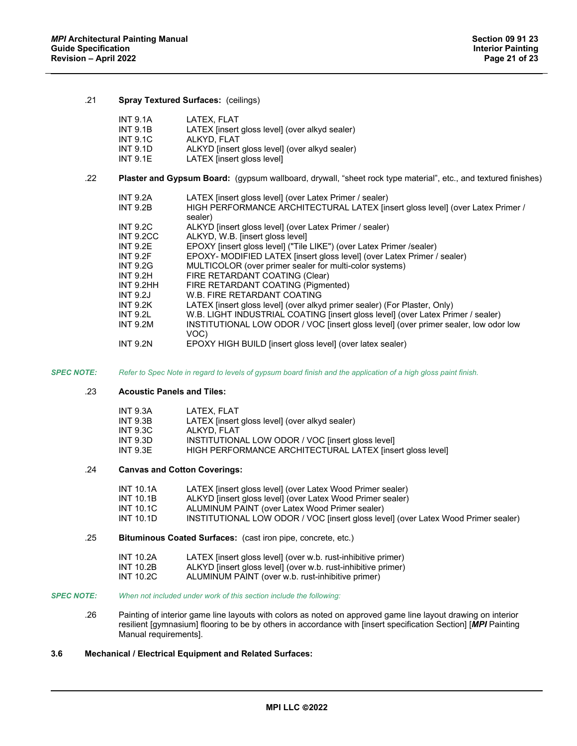.21 **Spray Textured Surfaces:** (ceilings)

| | |
|---|---|
| INT 9.1A | LATEX, FLAT |
| INT 9.1B | LATEX [insert gloss level] (over alkyd sealer) |
| INT 9.1C | ALKYD, FLAT |
| INT 9.1D | ALKYD [insert gloss level] (over alkyd sealer) |
| INT 9.1E | LATEX [insert gloss level] |

.22 **Plaster and Gypsum Board:** (gypsum wallboard, drywall, “sheet rock type material”, etc., and textured finishes)

| | |
|---|---|
| INT 9.2A | LATEX [insert gloss level] (over Latex Primer / sealer) |
| INT 9.2B | HIGH PERFORMANCE ARCHITECTURAL LATEX [insert gloss level] (over Latex Primer / sealer) |
| INT 9.2C | ALKYD [insert gloss level] (over Latex Primer / sealer) |
| INT 9.2CC | ALKYD, W.B. [insert gloss level] |
| INT 9.2E | EPOXY [insert gloss level] ("Tile LIKE") (over Latex Primer /sealer) |
| INT 9.2F | EPOXY- MODIFIED LATEX [insert gloss level] (over Latex Primer / sealer) |
| INT 9.2G | MULTICOLOR (over primer sealer for multi-color systems) |
| INT 9.2H | FIRE RETARDANT COATING (Clear) |
| INT 9.2HH | FIRE RETARDANT COATING (Pigmented) |
| INT 9.2J | W.B. FIRE RETARDANT COATING |
| INT 9.2K | LATEX [insert gloss level] (over alkyd primer sealer) (For Plaster, Only) |
| INT 9.2L | W.B. LIGHT INDUSTRIAL COATING [insert gloss level] (over Latex Primer / sealer) |
| INT 9.2M | INSTITUTIONAL LOW ODOR / VOC [insert gloss level] (over primer sealer, low odor low VOC) |
| INT 9.2N | EPOXY HIGH BUILD [insert gloss level] (over latex sealer) |

*SPEC NOTE: Refer to Spec Note in regard to levels of gypsum board finish and the application of a high gloss paint finish.*

.23 **Acoustic Panels and Tiles:**

| | |
|---|---|
| INT 9.3A | LATEX, FLAT |
| INT 9.3B | LATEX [insert gloss level] (over alkyd sealer) |
| INT 9.3C | ALKYD, FLAT |
| INT 9.3D | INSTITUTIONAL LOW ODOR / VOC [insert gloss level] |
| INT 9.3E | HIGH PERFORMANCE ARCHITECTURAL LATEX [insert gloss level] |

.24 **Canvas and Cotton Coverings:**

| | |
|---|---|
| INT 10.1A | LATEX [insert gloss level] (over Latex Wood Primer sealer) |
| INT 10.1B | ALKYD [insert gloss level] (over Latex Wood Primer sealer) |
| INT 10.1C | ALUMINUM PAINT (over Latex Wood Primer sealer) |
| INT 10.1D | INSTITUTIONAL LOW ODOR / VOC [insert gloss level] (over Latex Wood Primer sealer) |

.25 **Bituminous Coated Surfaces:** (cast iron pipe, concrete, etc.)

| | |
|---|---|
| INT 10.2A | LATEX [insert gloss level] (over w.b. rust-inhibitive primer) |
| INT 10.2B | ALKYD [insert gloss level] (over w.b. rust-inhibitive primer) |
| INT 10.2C | ALUMINUM PAINT (over w.b. rust-inhibitive primer) |

*SPEC NOTE: When not included under work of this section include the following:*

.26 Painting of interior game line layouts with colors as noted on approved game line layout drawing on interior resilient [gymnasium] flooring to be by others in accordance with [insert specification Section] [***MPI*** Painting Manual requirements].

**3.6 Mechanical / Electrical Equipment and Related Surfaces:**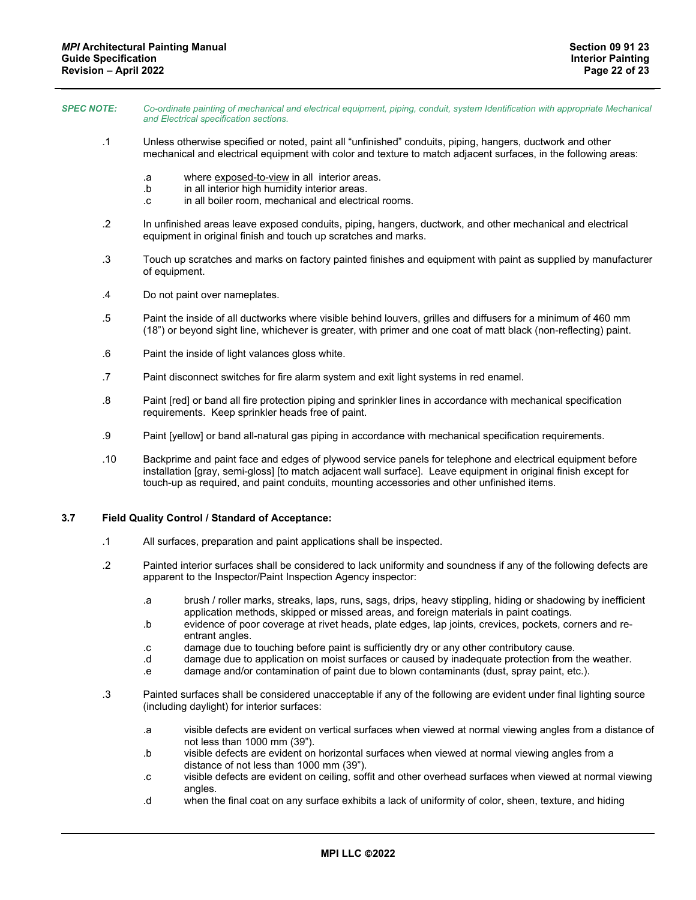*SPEC NOTE: Co-ordinate painting of mechanical and electrical equipment, piping, conduit, system Identification with appropriate Mechanical and Electrical specification sections.*

.1 Unless otherwise specified or noted, paint all "unfinished" conduits, piping, hangers, ductwork and other mechanical and electrical equipment with color and texture to match adjacent surfaces, in the following areas:

 .a where exposed-to-view in all interior areas.
 .b in all interior high humidity interior areas.
 .c in all boiler room, mechanical and electrical rooms.

.2 In unfinished areas leave exposed conduits, piping, hangers, ductwork, and other mechanical and electrical equipment in original finish and touch up scratches and marks.

.3 Touch up scratches and marks on factory painted finishes and equipment with paint as supplied by manufacturer of equipment.

.4 Do not paint over nameplates.

.5 Paint the inside of all ductworks where visible behind louvers, grilles and diffusers for a minimum of 460 mm (18") or beyond sight line, whichever is greater, with primer and one coat of matt black (non-reflecting) paint.

.6 Paint the inside of light valances gloss white.

.7 Paint disconnect switches for fire alarm system and exit light systems in red enamel.

.8 Paint [red] or band all fire protection piping and sprinkler lines in accordance with mechanical specification requirements. Keep sprinkler heads free of paint.

.9 Paint [yellow] or band all-natural gas piping in accordance with mechanical specification requirements.

.10 Backprime and paint face and edges of plywood service panels for telephone and electrical equipment before installation [gray, semi-gloss] [to match adjacent wall surface]. Leave equipment in original finish except for touch-up as required, and paint conduits, mounting accessories and other unfinished items.

### 3.7 Field Quality Control / Standard of Acceptance:

.1 All surfaces, preparation and paint applications shall be inspected.

.2 Painted interior surfaces shall be considered to lack uniformity and soundness if any of the following defects are apparent to the Inspector/Paint Inspection Agency inspector:

 .a brush / roller marks, streaks, laps, runs, sags, drips, heavy stippling, hiding or shadowing by inefficient application methods, skipped or missed areas, and foreign materials in paint coatings.
 .b evidence of poor coverage at rivet heads, plate edges, lap joints, crevices, pockets, corners and re-entrant angles.
 .c damage due to touching before paint is sufficiently dry or any other contributory cause.
 .d damage due to application on moist surfaces or caused by inadequate protection from the weather.
 .e damage and/or contamination of paint due to blown contaminants (dust, spray paint, etc.).

.3 Painted surfaces shall be considered unacceptable if any of the following are evident under final lighting source (including daylight) for interior surfaces:

 .a visible defects are evident on vertical surfaces when viewed at normal viewing angles from a distance of not less than 1000 mm (39").
 .b visible defects are evident on horizontal surfaces when viewed at normal viewing angles from a distance of not less than 1000 mm (39").
 .c visible defects are evident on ceiling, soffit and other overhead surfaces when viewed at normal viewing angles.
 .d when the final coat on any surface exhibits a lack of uniformity of color, sheen, texture, and hiding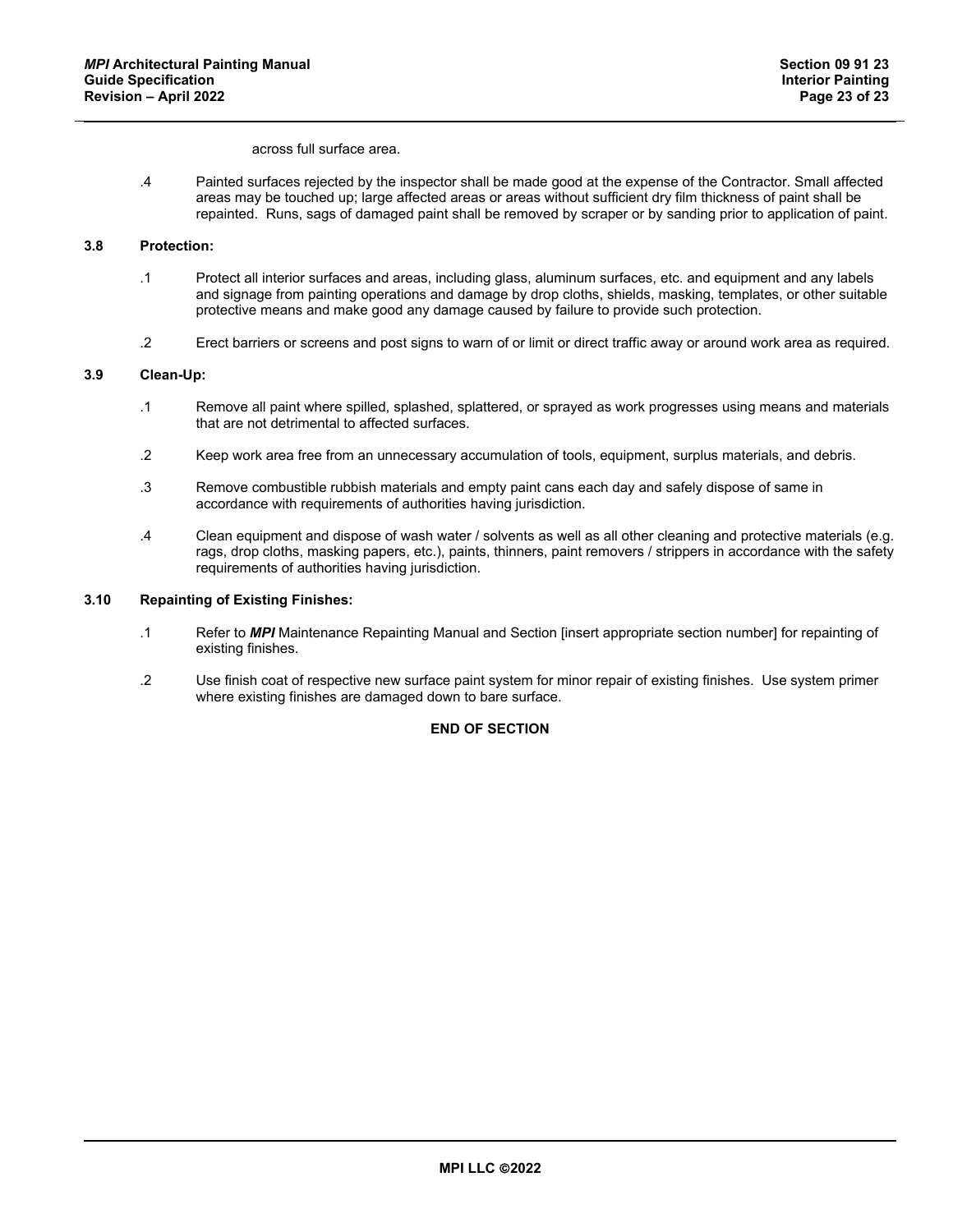across full surface area.

.4 Painted surfaces rejected by the inspector shall be made good at the expense of the Contractor. Small affected areas may be touched up; large affected areas or areas without sufficient dry film thickness of paint shall be repainted. Runs, sags of damaged paint shall be removed by scraper or by sanding prior to application of paint.

### 3.8 Protection:

.1 Protect all interior surfaces and areas, including glass, aluminum surfaces, etc. and equipment and any labels and signage from painting operations and damage by drop cloths, shields, masking, templates, or other suitable protective means and make good any damage caused by failure to provide such protection.

.2 Erect barriers or screens and post signs to warn of or limit or direct traffic away or around work area as required.

### 3.9 Clean-Up:

.1 Remove all paint where spilled, splashed, splattered, or sprayed as work progresses using means and materials that are not detrimental to affected surfaces.

.2 Keep work area free from an unnecessary accumulation of tools, equipment, surplus materials, and debris.

.3 Remove combustible rubbish materials and empty paint cans each day and safely dispose of same in accordance with requirements of authorities having jurisdiction.

.4 Clean equipment and dispose of wash water / solvents as well as all other cleaning and protective materials (e.g. rags, drop cloths, masking papers, etc.), paints, thinners, paint removers / strippers in accordance with the safety requirements of authorities having jurisdiction.

### 3.10 Repainting of Existing Finishes:

.1 Refer to ***MPI*** Maintenance Repainting Manual and Section [insert appropriate section number] for repainting of existing finishes.

.2 Use finish coat of respective new surface paint system for minor repair of existing finishes. Use system primer where existing finishes are damaged down to bare surface.

**END OF SECTION**